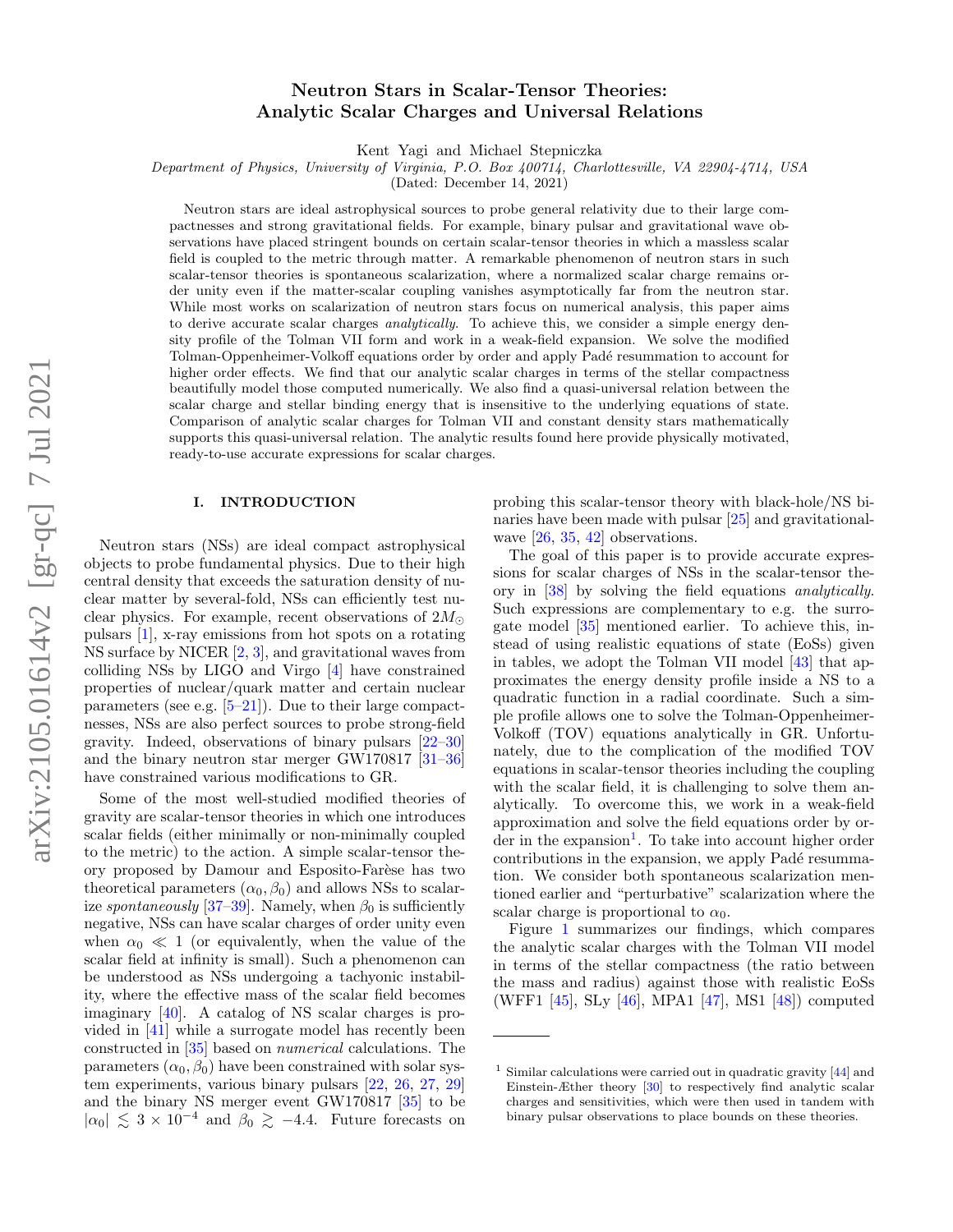# Neutron Stars in Scalar-Tensor Theories: Analytic Scalar Charges and Universal Relations

Kent Yagi and Michael Stepniczka

*Department of Physics, University of Virginia, P.O. Box 400714, Charlottesville, VA 22904-4714, USA*

(Dated: December 14, 2021)

Neutron stars are ideal astrophysical sources to probe general relativity due to their large compactnesses and strong gravitational fields. For example, binary pulsar and gravitational wave observations have placed stringent bounds on certain scalar-tensor theories in which a massless scalar field is coupled to the metric through matter. A remarkable phenomenon of neutron stars in such scalar-tensor theories is spontaneous scalarization, where a normalized scalar charge remains order unity even if the matter-scalar coupling vanishes asymptotically far from the neutron star. While most works on scalarization of neutron stars focus on numerical analysis, this paper aims to derive accurate scalar charges *analytically*. To achieve this, we consider a simple energy density profile of the Tolman VII form and work in a weak-field expansion. We solve the modified Tolman-Oppenheimer-Volkoff equations order by order and apply Padé resummation to account for higher order effects. We find that our analytic scalar charges in terms of the stellar compactness beautifully model those computed numerically. We also find a quasi-universal relation between the scalar charge and stellar binding energy that is insensitive to the underlying equations of state. Comparison of analytic scalar charges for Tolman VII and constant density stars mathematically supports this quasi-universal relation. The analytic results found here provide physically motivated, ready-to-use accurate expressions for scalar charges.

## I. INTRODUCTION

Neutron stars (NSs) are ideal compact astrophysical objects to probe fundamental physics. Due to their high central density that exceeds the saturation density of nuclear matter by several-fold, NSs can efficiently test nuclear physics. For example, recent observations of $2M_\odot$ pulsars [1], x-ray emissions from hot spots on a rotating NS surface by NICER [2, 3], and gravitational waves from colliding NSs by LIGO and Virgo [4] have constrained properties of nuclear/quark matter and certain nuclear parameters (see e.g. [5–21]). Due to their large compactnesses, NSs are also perfect sources to probe strong-field gravity. Indeed, observations of binary pulsars [22–30] and the binary neutron star merger GW170817 [31–36] have constrained various modifications to GR.

Some of the most well-studied modified theories of gravity are scalar-tensor theories in which one introduces scalar fields (either minimally or non-minimally coupled to the metric) to the action. A simple scalar-tensor theory proposed by Damour and Esposito-Farèse has two theoretical parameters $(\alpha_0, \beta_0)$ and allows NSs to scalarize *spontaneously* [37–39]. Namely, when $\beta_0$ is sufficiently negative, NSs can have scalar charges of order unity even when $\alpha_0 \ll 1$ (or equivalently, when the value of the scalar field at infinity is small). Such a phenomenon can be understood as NSs undergoing a tachyonic instability, where the effective mass of the scalar field becomes imaginary [40]. A catalog of NS scalar charges is provided in [41] while a surrogate model has recently been constructed in [35] based on *numerical* calculations. The parameters $(\alpha_0, \beta_0)$ have been constrained with solar system experiments, various binary pulsars [22, 26, 27, 29] and the binary NS merger event GW170817 [35] to be $|\alpha_0| \lesssim 3 \times 10^{-4}$ and $\beta_0 \gtrsim -4.4$. Future forecasts on probing this scalar-tensor theory with black-hole/NS binaries have been made with pulsar [25] and gravitational-wave [26, 35, 42] observations.

The goal of this paper is to provide accurate expressions for scalar charges of NSs in the scalar-tensor theory in [38] by solving the field equations *analytically*. Such expressions are complementary to e.g. the surrogate model [35] mentioned earlier. To achieve this, instead of using realistic equations of state (EoSs) given in tables, we adopt the Tolman VII model [43] that approximates the energy density profile inside a NS to a quadratic function in a radial coordinate. Such a simple profile allows one to solve the Tolman-Oppenheimer-Volkoff (TOV) equations analytically in GR. Unfortunately, due to the complication of the modified TOV equations in scalar-tensor theories including the coupling with the scalar field, it is challenging to solve them analytically. To overcome this, we work in a weak-field approximation and solve the field equations order by order in the expansion[1]. To take into account higher order contributions in the expansion, we apply Padé resummation. We consider both spontaneous scalarization mentioned earlier and "perturbative" scalarization where the scalar charge is proportional to $\alpha_0$.

Figure 1 summarizes our findings, which compares the analytic scalar charges with the Tolman VII model in terms of the stellar compactness (the ratio between the mass and radius) against those with realistic EoSs (WFF1 [45], SLy [46], MPA1 [47], MS1 [48]) computed

[1] Similar calculations were carried out in quadratic gravity [44] and Einstein-Æther theory [30] to respectively find analytic scalar charges and sensitivities, which were then used in tandem with binary pulsar observations to place bounds on these theories.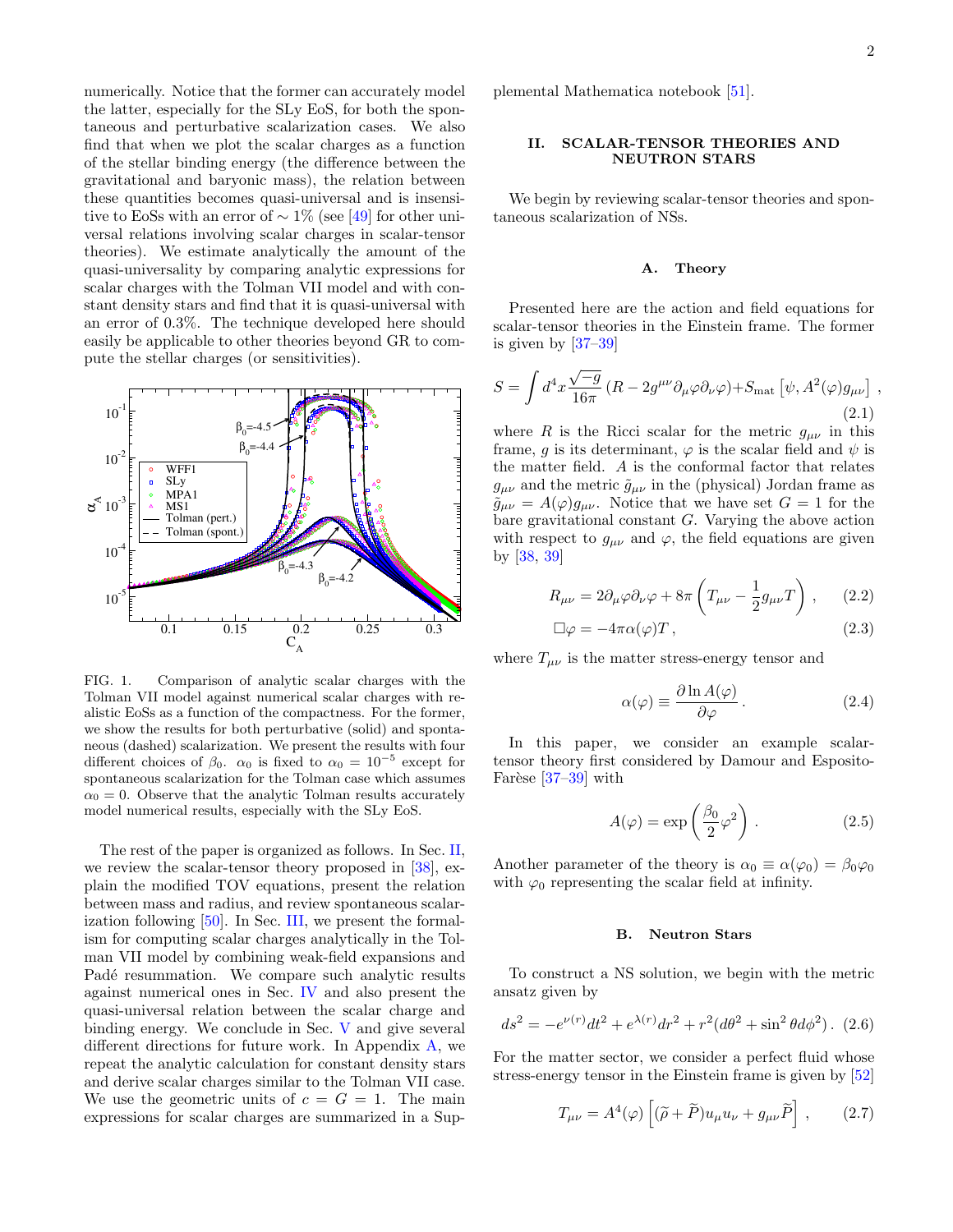numerically. Notice that the former can accurately model the latter, especially for the SLy EoS, for both the spontaneous and perturbative scalarization cases. We also find that when we plot the scalar charges as a function of the stellar binding energy (the difference between the gravitational and baryonic mass), the relation between these quantities becomes quasi-universal and is insensitive to EoSs with an error of $\sim 1\%$ (see [49] for other universal relations involving scalar charges in scalar-tensor theories). We estimate analytically the amount of the quasi-universality by comparing analytic expressions for scalar charges with the Tolman VII model and with constant density stars and find that it is quasi-universal with an error of 0.3%. The technique developed here should easily be applicable to other theories beyond GR to compute the stellar charges (or sensitivities).

FIG. 1. Comparison of analytic scalar charges with the Tolman VII model against numerical scalar charges with realistic EoSs as a function of the compactness. For the former, we show the results for both perturbative (solid) and spontaneous (dashed) scalarization. We present the results with four different choices of $\beta_0$. $\alpha_0$ is fixed to $\alpha_0 = 10^{-5}$ except for spontaneous scalarization for the Tolman case which assumes $\alpha_0 = 0$. Observe that the analytic Tolman results accurately model numerical results, especially with the SLy EoS.

The rest of the paper is organized as follows. In Sec. II, we review the scalar-tensor theory proposed in [38], explain the modified TOV equations, present the relation between mass and radius, and review spontaneous scalarization following [50]. In Sec. III, we present the formalism for computing scalar charges analytically in the Tolman VII model by combining weak-field expansions and Padé resummation. We compare such analytic results against numerical ones in Sec. IV and also present the quasi-universal relation between the scalar charge and binding energy. We conclude in Sec. V and give several different directions for future work. In Appendix A, we repeat the analytic calculation for constant density stars and derive scalar charges similar to the Tolman VII case. We use the geometric units of $c = G = 1$. The main expressions for scalar charges are summarized in a Supplemental Mathematica notebook [51].

## II. SCALAR-TENSOR THEORIES AND NEUTRON STARS

We begin by reviewing scalar-tensor theories and spontaneous scalarization of NSs.

### A. Theory

Presented here are the action and field equations for scalar-tensor theories in the Einstein frame. The former is given by [37–39]

$$S = \int d^4x \frac{\sqrt{-g}}{16\pi} \left(R - 2g^{\mu\nu}\partial_\mu\varphi\partial_\nu\varphi\right) + S_{\rm mat}\left[\psi, A^2(\varphi)g_{\mu\nu}\right] , \tag{2.1}$$

where $R$ is the Ricci scalar for the metric $g_{\mu\nu}$ in this frame, $g$ is its determinant, $\varphi$ is the scalar field and $\psi$ is the matter field. $A$ is the conformal factor that relates $g_{\mu\nu}$ and the metric $\tilde{g}_{\mu\nu}$ in the (physical) Jordan frame as $\tilde{g}_{\mu\nu} = A(\varphi)g_{\mu\nu}$. Notice that we have set $G = 1$ for the bare gravitational constant $G$. Varying the above action with respect to $g_{\mu\nu}$ and $\varphi$, the field equations are given by [38, 39]

$$R_{\mu\nu} = 2\partial_\mu\varphi\partial_\nu\varphi + 8\pi\left(T_{\mu\nu} - \frac{1}{2}g_{\mu\nu}T\right) , \tag{2.2}$$

$$\Box\varphi = -4\pi\alpha(\varphi)T , \tag{2.3}$$

where $T_{\mu\nu}$ is the matter stress-energy tensor and

$$\alpha(\varphi) \equiv \frac{\partial \ln A(\varphi)}{\partial\varphi} . \tag{2.4}$$

In this paper, we consider an example scalar-tensor theory first considered by Damour and Esposito-Farèse [37–39] with

$$A(\varphi) = \exp\left(\frac{\beta_0}{2}\varphi^2\right) . \tag{2.5}$$

Another parameter of the theory is $\alpha_0 \equiv \alpha(\varphi_0) = \beta_0\varphi_0$ with $\varphi_0$ representing the scalar field at infinity.

### B. Neutron Stars

To construct a NS solution, we begin with the metric ansatz given by

$$ds^2 = -e^{\nu(r)}dt^2 + e^{\lambda(r)}dr^2 + r^2(d\theta^2 + \sin^2\theta d\phi^2) . \tag{2.6}$$

For the matter sector, we consider a perfect fluid whose stress-energy tensor in the Einstein frame is given by [52]

$$T_{\mu\nu} = A^4(\varphi)\left[(\tilde{\rho} + \tilde{P})u_\mu u_\nu + g_{\mu\nu}\tilde{P}\right] , \tag{2.7}$$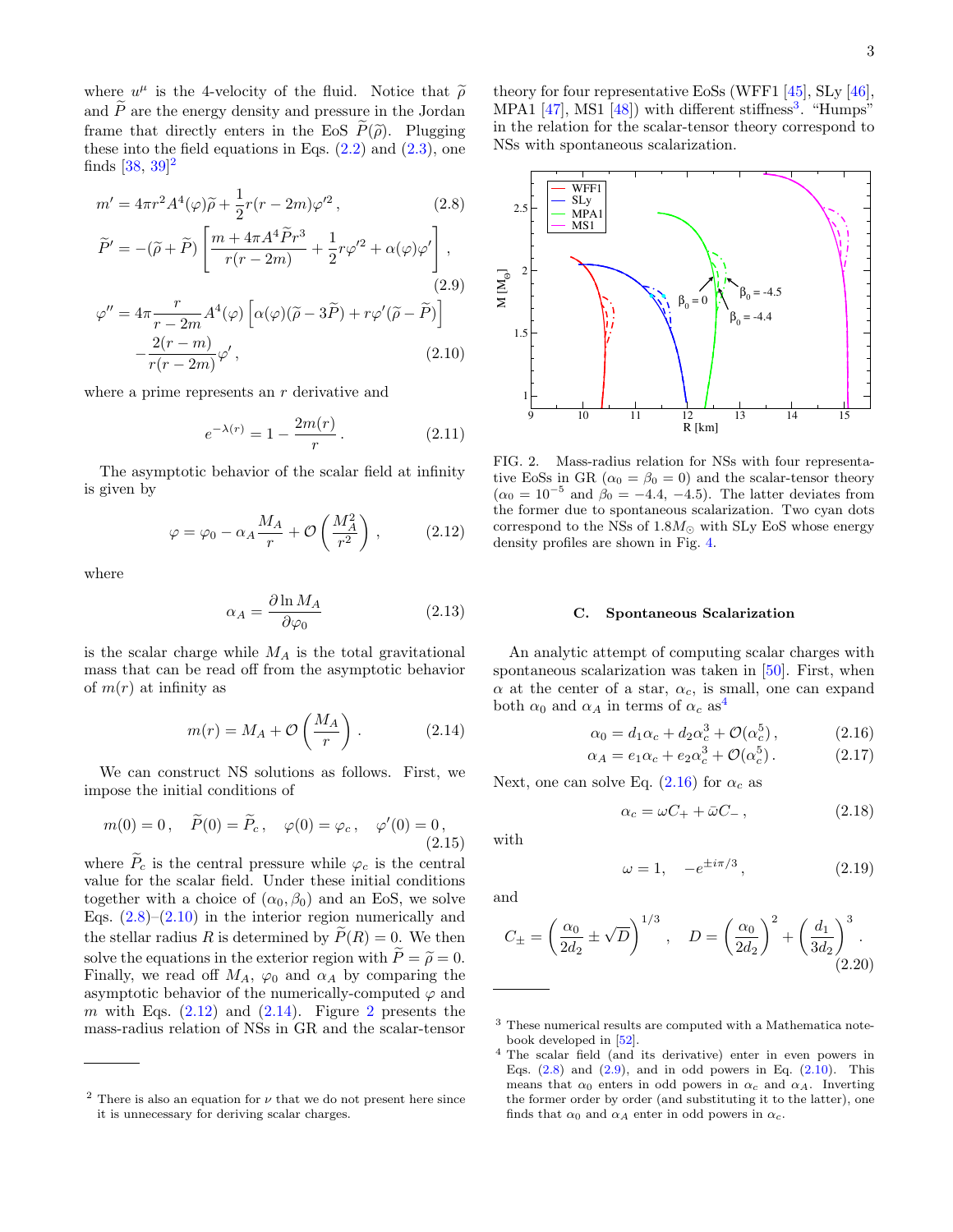where $u^\mu$ is the 4-velocity of the fluid. Notice that $\widetilde{\rho}$ and $\widetilde{P}$ are the energy density and pressure in the Jordan frame that directly enters in the EoS $\widetilde{P}(\widetilde{\rho})$. Plugging these into the field equations in Eqs. (2.2) and (2.3), one finds [38, 39][2]

$$m' = 4\pi r^2 A^4(\varphi)\widetilde{\rho} + \frac{1}{2}r(r-2m)\varphi'^2 \,, \tag{2.8}$$

$$\widetilde{P}' = -(\widetilde{\rho}+\widetilde{P})\left[\frac{m+4\pi A^4 \widetilde{P} r^3}{r(r-2m)} + \frac{1}{2}r\varphi'^2 + \alpha(\varphi)\varphi'\right] , \tag{2.9}$$

$$\varphi'' = 4\pi \frac{r}{r-2m}A^4(\varphi)\left[\alpha(\varphi)(\widetilde{\rho}-3\widetilde{P}) + r\varphi'(\widetilde{\rho}-\widetilde{P})\right] - \frac{2(r-m)}{r(r-2m)}\varphi' \,, \tag{2.10}$$

where a prime represents an $r$ derivative and

$$e^{-\lambda(r)} = 1 - \frac{2m(r)}{r} \,. \tag{2.11}$$

The asymptotic behavior of the scalar field at infinity is given by

$$\varphi = \varphi_0 - \alpha_A \frac{M_A}{r} + \mathcal{O}\left(\frac{M_A^2}{r^2}\right) , \tag{2.12}$$

where

$$\alpha_A = \frac{\partial \ln M_A}{\partial \varphi_0} \tag{2.13}$$

is the scalar charge while $M_A$ is the total gravitational mass that can be read off from the asymptotic behavior of $m(r)$ at infinity as

$$m(r) = M_A + \mathcal{O}\left(\frac{M_A}{r}\right) . \tag{2.14}$$

We can construct NS solutions as follows. First, we impose the initial conditions of

$$m(0) = 0 \,, \quad \widetilde{P}(0) = \widetilde{P}_c \,, \quad \varphi(0) = \varphi_c \,, \quad \varphi'(0) = 0 \,, \tag{2.15}$$

where $\widetilde{P}_c$ is the central pressure while $\varphi_c$ is the central value for the scalar field. Under these initial conditions together with a choice of $(\alpha_0, \beta_0)$ and an EoS, we solve Eqs. (2.8)–(2.10) in the interior region numerically and the stellar radius $R$ is determined by $\widetilde{P}(R) = 0$. We then solve the equations in the exterior region with $\widetilde{P} = \widetilde{\rho} = 0$. Finally, we read off $M_A$, $\varphi_0$ and $\alpha_A$ by comparing the asymptotic behavior of the numerically-computed $\varphi$ and $m$ with Eqs. (2.12) and (2.14). Figure 2 presents the mass-radius relation of NSs in GR and the scalar-tensor theory for four representative EoSs (WFF1 [45], SLy [46], MPA1 [47], MS1 [48]) with different stiffness[3]. "Humps" in the relation for the scalar-tensor theory correspond to NSs with spontaneous scalarization.

FIG. 2. Mass-radius relation for NSs with four representative EoSs in GR ($\alpha_0 = \beta_0 = 0$) and the scalar-tensor theory ($\alpha_0 = 10^{-5}$ and $\beta_0 = -4.4, -4.5$). The latter deviates from the former due to spontaneous scalarization. Two cyan dots correspond to the NSs of $1.8M_\odot$ with SLy EoS whose energy density profiles are shown in Fig. 4.

### C. Spontaneous Scalarization

An analytic attempt of computing scalar charges with spontaneous scalarization was taken in [50]. First, when $\alpha$ at the center of a star, $\alpha_c$, is small, one can expand both $\alpha_0$ and $\alpha_A$ in terms of $\alpha_c$ as[4]

$$\alpha_0 = d_1\alpha_c + d_2\alpha_c^3 + \mathcal{O}(\alpha_c^5) \,, \tag{2.16}$$

$$\alpha_A = e_1\alpha_c + e_2\alpha_c^3 + \mathcal{O}(\alpha_c^5) \,. \tag{2.17}$$

Next, one can solve Eq. (2.16) for $\alpha_c$ as

$$\alpha_c = \omega C_+ + \bar{\omega} C_- \,, \tag{2.18}$$

with

$$\omega = 1, \quad -e^{\pm i\pi/3} \,, \tag{2.19}$$

and

$$C_\pm = \left(\frac{\alpha_0}{2d_2} \pm \sqrt{D}\right)^{1/3} , \quad D = \left(\frac{\alpha_0}{2d_2}\right)^2 + \left(\frac{d_1}{3d_2}\right)^3 . \tag{2.20}$$

---

[2] There is also an equation for $\nu$ that we do not present here since it is unnecessary for deriving scalar charges.

[3] These numerical results are computed with a Mathematica notebook developed in [52].

[4] The scalar field (and its derivative) enter in even powers in Eqs. (2.8) and (2.9), and in odd powers in Eq. (2.10). This means that $\alpha_0$ enters in odd powers in $\alpha_c$ and $\alpha_A$. Inverting the former order by order (and substituting it to the latter), one finds that $\alpha_0$ and $\alpha_A$ enter in odd powers in $\alpha_c$.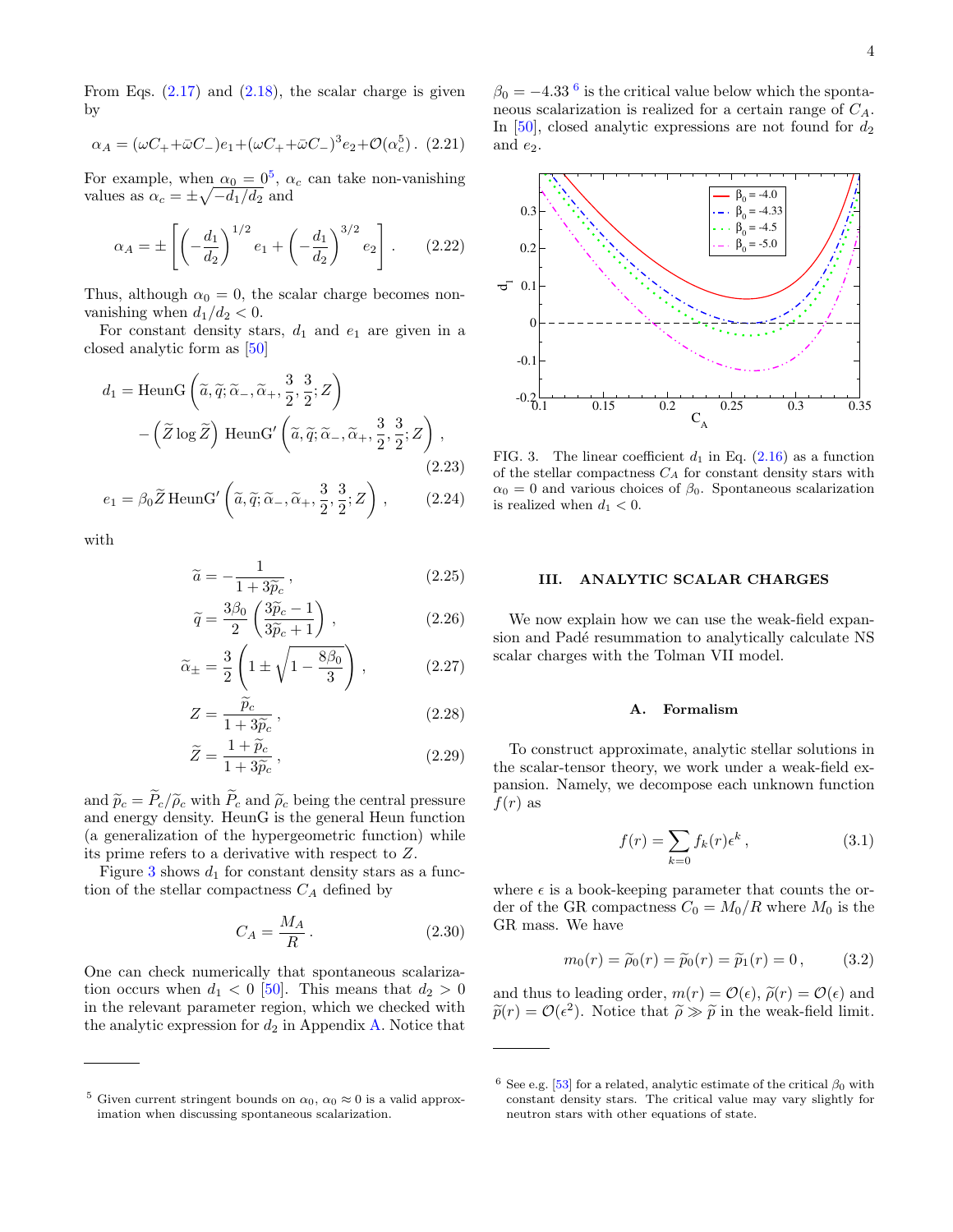From Eqs. (2.17) and (2.18), the scalar charge is given by

$$\alpha_A = (\omega C_+ + \bar{\omega} C_-) e_1 + (\omega C_+ + \bar{\omega} C_-)^3 e_2 + \mathcal{O}(\alpha_c^5)\,. \quad (2.21)$$

For example, when $\alpha_0 = 0$[5], $\alpha_c$ can take non-vanishing values as $\alpha_c = \pm\sqrt{-d_1/d_2}$ and

$$\alpha_A = \pm\left[\left(-\frac{d_1}{d_2}\right)^{1/2} e_1 + \left(-\frac{d_1}{d_2}\right)^{3/2} e_2\right]. \quad (2.22)$$

Thus, although $\alpha_0 = 0$, the scalar charge becomes non-vanishing when $d_1/d_2 < 0$.

For constant density stars, $d_1$ and $e_1$ are given in a closed analytic form as [50]

$$d_1 = \text{HeunG}\left(\widetilde{a}, \widetilde{q}; \widetilde{\alpha}_-, \widetilde{\alpha}_+, \frac{3}{2}, \frac{3}{2}; Z\right) - \left(\widetilde{Z}\log\widetilde{Z}\right)\text{HeunG}'\left(\widetilde{a}, \widetilde{q}; \widetilde{\alpha}_-, \widetilde{\alpha}_+, \frac{3}{2}, \frac{3}{2}; Z\right), \quad (2.23)$$

$$e_1 = \beta_0 \widetilde{Z}\,\text{HeunG}'\left(\widetilde{a}, \widetilde{q}; \widetilde{\alpha}_-, \widetilde{\alpha}_+, \frac{3}{2}, \frac{3}{2}; Z\right), \quad (2.24)$$

with

$$\widetilde{a} = -\frac{1}{1+3\widetilde{p}_c}\,, \quad (2.25)$$

$$\widetilde{q} = \frac{3\beta_0}{2}\left(\frac{3\widetilde{p}_c - 1}{3\widetilde{p}_c + 1}\right), \quad (2.26)$$

$$\widetilde{\alpha}_\pm = \frac{3}{2}\left(1 \pm \sqrt{1 - \frac{8\beta_0}{3}}\right), \quad (2.27)$$

$$Z = \frac{\widetilde{p}_c}{1+3\widetilde{p}_c}\,, \quad (2.28)$$

$$\widetilde{Z} = \frac{1+\widetilde{p}_c}{1+3\widetilde{p}_c}\,, \quad (2.29)$$

and $\widetilde{p}_c = \widetilde{P}_c/\widetilde{\rho}_c$ with $\widetilde{P}_c$ and $\widetilde{\rho}_c$ being the central pressure and energy density. HeunG is the general Heun function (a generalization of the hypergeometric function) while its prime refers to a derivative with respect to $Z$.

Figure 3 shows $d_1$ for constant density stars as a function of the stellar compactness $C_A$ defined by

$$C_A = \frac{M_A}{R}\,. \quad (2.30)$$

One can check numerically that spontaneous scalarization occurs when $d_1 < 0$ [50]. This means that $d_2 > 0$ in the relevant parameter region, which we checked with the analytic expression for $d_2$ in Appendix A. Notice that $\beta_0 = -4.33$[6] is the critical value below which the spontaneous scalarization is realized for a certain range of $C_A$. In [50], closed analytic expressions are not found for $d_2$ and $e_2$.

FIG. 3. The linear coefficient $d_1$ in Eq. (2.16) as a function of the stellar compactness $C_A$ for constant density stars with $\alpha_0 = 0$ and various choices of $\beta_0$. Spontaneous scalarization is realized when $d_1 < 0$.

## III. ANALYTIC SCALAR CHARGES

We now explain how we can use the weak-field expansion and Padé resummation to analytically calculate NS scalar charges with the Tolman VII model.

### A. Formalism

To construct approximate, analytic stellar solutions in the scalar-tensor theory, we work under a weak-field expansion. Namely, we decompose each unknown function $f(r)$ as

$$f(r) = \sum_{k=0} f_k(r)\epsilon^k\,, \quad (3.1)$$

where $\epsilon$ is a book-keeping parameter that counts the order of the GR compactness $C_0 = M_0/R$ where $M_0$ is the GR mass. We have

$$m_0(r) = \widetilde{\rho}_0(r) = \widetilde{p}_0(r) = \widetilde{p}_1(r) = 0\,, \quad (3.2)$$

and thus to leading order, $m(r) = \mathcal{O}(\epsilon)$, $\widetilde{\rho}(r) = \mathcal{O}(\epsilon)$ and $\widetilde{p}(r) = \mathcal{O}(\epsilon^2)$. Notice that $\widetilde{\rho} \gg \widetilde{p}$ in the weak-field limit.

---

[5] Given current stringent bounds on $\alpha_0$, $\alpha_0 \approx 0$ is a valid approximation when discussing spontaneous scalarization.

[6] See e.g. [53] for a related, analytic estimate of the critical $\beta_0$ with constant density stars. The critical value may vary slightly for neutron stars with other equations of state.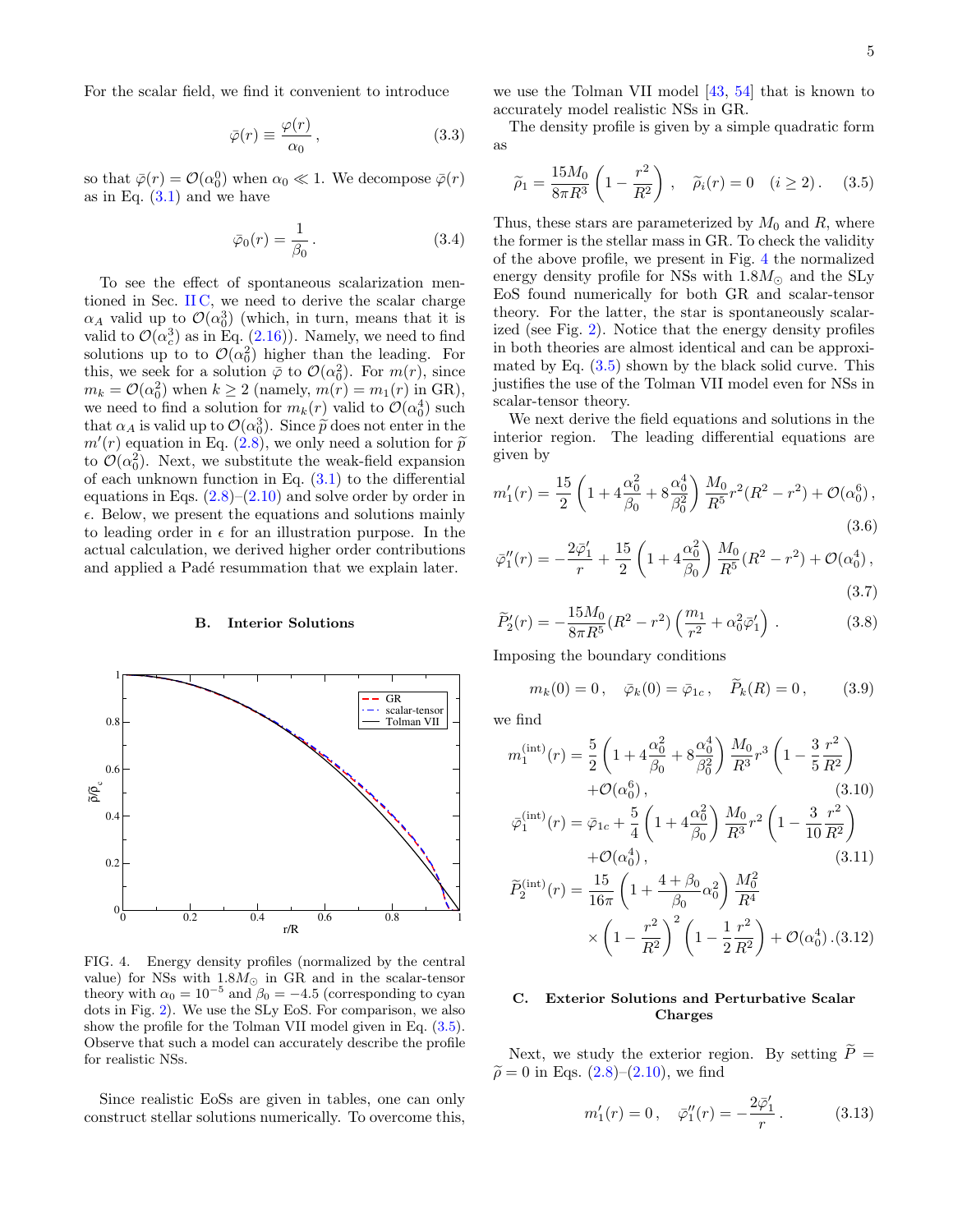For the scalar field, we find it convenient to introduce

$$\bar{\varphi}(r) \equiv \frac{\varphi(r)}{\alpha_0}\,, \tag{3.3}$$

so that $\bar{\varphi}(r) = \mathcal{O}(\alpha_0^0)$ when $\alpha_0 \ll 1$. We decompose $\bar{\varphi}(r)$ as in Eq. (3.1) and we have

$$\bar{\varphi}_0(r) = \frac{1}{\beta_0}\,. \tag{3.4}$$

To see the effect of spontaneous scalarization mentioned in Sec. II C, we need to derive the scalar charge $\alpha_A$ valid up to $\mathcal{O}(\alpha_0^3)$ (which, in turn, means that it is valid to $\mathcal{O}(\alpha_c^3)$ as in Eq. (2.16)). Namely, we need to find solutions up to to $\mathcal{O}(\alpha_0^2)$ higher than the leading. For this, we seek for a solution $\bar{\varphi}$ to $\mathcal{O}(\alpha_0^2)$. For $m(r)$, since $m_k = \mathcal{O}(\alpha_0^2)$ when $k \geq 2$ (namely, $m(r) = m_1(r)$ in GR), we need to find a solution for $m_k(r)$ valid to $\mathcal{O}(\alpha_0^4)$ such that $\alpha_A$ is valid up to $\mathcal{O}(\alpha_0^3)$. Since $\widetilde{p}$ does not enter in the $m'(r)$ equation in Eq. (2.8), we only need a solution for $\widetilde{p}$ to $\mathcal{O}(\alpha_0^2)$. Next, we substitute the weak-field expansion of each unknown function in Eq. (3.1) to the differential equations in Eqs. (2.8)–(2.10) and solve order by order in $\epsilon$. Below, we present the equations and solutions mainly to leading order in $\epsilon$ for an illustration purpose. In the actual calculation, we derived higher order contributions and applied a Padé resummation that we explain later.

### B. Interior Solutions

FIG. 4. Energy density profiles (normalized by the central value) for NSs with $1.8M_\odot$ in GR and in the scalar-tensor theory with $\alpha_0 = 10^{-5}$ and $\beta_0 = -4.5$ (corresponding to cyan dots in Fig. 2). We use the SLy EoS. For comparison, we also show the profile for the Tolman VII model given in Eq. (3.5). Observe that such a model can accurately describe the profile for realistic NSs.

Since realistic EoSs are given in tables, one can only construct stellar solutions numerically. To overcome this, we use the Tolman VII model [43, 54] that is known to accurately model realistic NSs in GR.

The density profile is given by a simple quadratic form as

$$\widetilde{\rho}_1 = \frac{15M_0}{8\pi R^3}\left(1-\frac{r^2}{R^2}\right)\,, \quad \widetilde{\rho}_i(r) = 0 \quad (i \geq 2)\,. \tag{3.5}$$

Thus, these stars are parameterized by $M_0$ and $R$, where the former is the stellar mass in GR. To check the validity of the above profile, we present in Fig. 4 the normalized energy density profile for NSs with $1.8M_\odot$ and the SLy EoS found numerically for both GR and scalar-tensor theory. For the latter, the star is spontaneously scalarized (see Fig. 2). Notice that the energy density profiles in both theories are almost identical and can be approximated by Eq. (3.5) shown by the black solid curve. This justifies the use of the Tolman VII model even for NSs in scalar-tensor theory.

We next derive the field equations and solutions in the interior region. The leading differential equations are given by

$$m_1'(r) = \frac{15}{2}\left(1+4\frac{\alpha_0^2}{\beta_0}+8\frac{\alpha_0^4}{\beta_0^2}\right)\frac{M_0}{R^5}r^2(R^2-r^2) + \mathcal{O}(\alpha_0^6)\,, \tag{3.6}$$

$$\bar{\varphi}_1''(r) = -\frac{2\bar{\varphi}_1'}{r} + \frac{15}{2}\left(1+4\frac{\alpha_0^2}{\beta_0}\right)\frac{M_0}{R^5}(R^2-r^2) + \mathcal{O}(\alpha_0^4)\,, \tag{3.7}$$

$$\widetilde{P}_2'(r) = -\frac{15M_0}{8\pi R^5}(R^2-r^2)\left(\frac{m_1}{r^2}+\alpha_0^2\bar{\varphi}_1'\right)\,. \tag{3.8}$$

Imposing the boundary conditions

$$m_k(0) = 0\,, \quad \bar{\varphi}_k(0) = \bar{\varphi}_{1c}\,, \quad \widetilde{P}_k(R) = 0\,, \tag{3.9}$$

we find

$$m_1^{(\mathrm{int})}(r) = \frac{5}{2}\left(1+4\frac{\alpha_0^2}{\beta_0}+8\frac{\alpha_0^4}{\beta_0^2}\right)\frac{M_0}{R^3}r^3\left(1-\frac{3}{5}\frac{r^2}{R^2}\right) + \mathcal{O}(\alpha_0^6)\,, \tag{3.10}$$

$$\bar{\varphi}_1^{(\mathrm{int})}(r) = \bar{\varphi}_{1c} + \frac{5}{4}\left(1+4\frac{\alpha_0^2}{\beta_0}\right)\frac{M_0}{R^3}r^2\left(1-\frac{3}{10}\frac{r^2}{R^2}\right) + \mathcal{O}(\alpha_0^4)\,, \tag{3.11}$$

$$\widetilde{P}_2^{(\mathrm{int})}(r) = \frac{15}{16\pi}\left(1+\frac{4+\beta_0}{\beta_0}\alpha_0^2\right)\frac{M_0^2}{R^4} \times \left(1-\frac{r^2}{R^2}\right)^2\left(1-\frac{1}{2}\frac{r^2}{R^2}\right) + \mathcal{O}(\alpha_0^4)\,. \tag{3.12}$$

### C. Exterior Solutions and Perturbative Scalar Charges

Next, we study the exterior region. By setting $\widetilde{P} = \widetilde{\rho} = 0$ in Eqs. (2.8)–(2.10), we find

$$m_1'(r) = 0\,, \quad \bar{\varphi}_1''(r) = -\frac{2\bar{\varphi}_1'}{r}\,. \tag{3.13}$$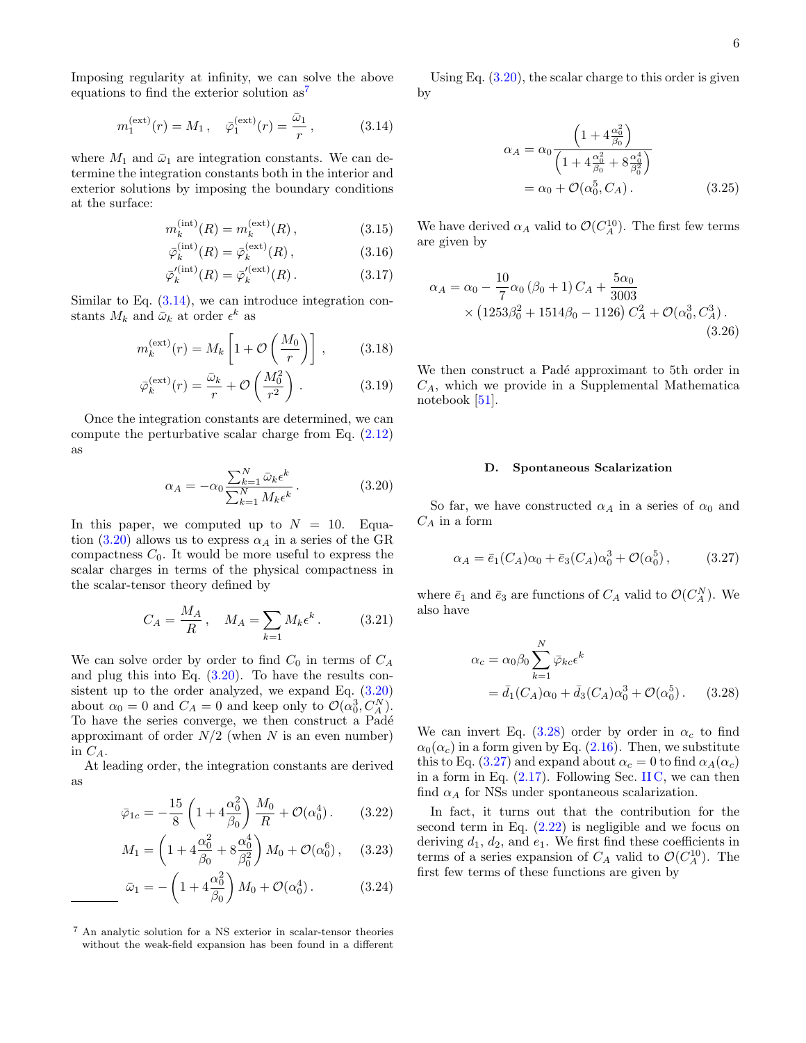Imposing regularity at infinity, we can solve the above equations to find the exterior solution as[7]

$$m_1^{(\rm ext)}(r) = M_1\,, \quad \bar\varphi_1^{(\rm ext)}(r) = \frac{\bar\omega_1}{r}\,, \tag{3.14}$$

where $M_1$ and $\bar\omega_1$ are integration constants. We can determine the integration constants both in the interior and exterior solutions by imposing the boundary conditions at the surface:

$$m_k^{(\rm int)}(R) = m_k^{(\rm ext)}(R)\,, \tag{3.15}$$
$$\bar\varphi_k^{(\rm int)}(R) = \bar\varphi_k^{(\rm ext)}(R)\,, \tag{3.16}$$
$$\bar\varphi_k^{\prime(\rm int)}(R) = \bar\varphi_k^{\prime(\rm ext)}(R)\,. \tag{3.17}$$

Similar to Eq. (3.14), we can introduce integration constants $M_k$ and $\bar\omega_k$ at order $\epsilon^k$ as

$$m_k^{(\rm ext)}(r) = M_k\left[1+\mathcal{O}\left(\frac{M_0}{r}\right)\right]\,, \tag{3.18}$$

$$\bar\varphi_k^{(\rm ext)}(r) = \frac{\bar\omega_k}{r} + \mathcal{O}\left(\frac{M_0^2}{r^2}\right)\,. \tag{3.19}$$

Once the integration constants are determined, we can compute the perturbative scalar charge from Eq. (2.12) as

$$\alpha_A = -\alpha_0 \frac{\sum_{k=1}^N \bar\omega_k \epsilon^k}{\sum_{k=1}^N M_k \epsilon^k}\,. \tag{3.20}$$

In this paper, we computed up to $N=10$. Equation (3.20) allows us to express $\alpha_A$ in a series of the GR compactness $C_0$. It would be more useful to express the scalar charges in terms of the physical compactness in the scalar-tensor theory defined by

$$C_A = \frac{M_A}{R}\,, \quad M_A = \sum_{k=1} M_k \epsilon^k\,. \tag{3.21}$$

We can solve order by order to find $C_0$ in terms of $C_A$ and plug this into Eq. (3.20). To have the results consistent up to the order analyzed, we expand Eq. (3.20) about $\alpha_0 = 0$ and $C_A = 0$ and keep only to $\mathcal{O}(\alpha_0^3, C_A^N)$. To have the series converge, we then construct a Padé approximant of order $N/2$ (when $N$ is an even number) in $C_A$.

At leading order, the integration constants are derived as

$$\bar\varphi_{1c} = -\frac{15}{8}\left(1+4\frac{\alpha_0^2}{\beta_0}\right)\frac{M_0}{R} + \mathcal{O}(\alpha_0^4)\,. \tag{3.22}$$

$$M_1 = \left(1+4\frac{\alpha_0^2}{\beta_0}+8\frac{\alpha_0^4}{\beta_0^2}\right)M_0 + \mathcal{O}(\alpha_0^6)\,, \tag{3.23}$$

$$\bar\omega_1 = -\left(1+4\frac{\alpha_0^2}{\beta_0}\right)M_0 + \mathcal{O}(\alpha_0^4)\,. \tag{3.24}$$

Using Eq. (3.20), the scalar charge to this order is given by

$$\begin{aligned}\alpha_A &= \alpha_0 \frac{\left(1+4\frac{\alpha_0^2}{\beta_0}\right)}{\left(1+4\frac{\alpha_0^2}{\beta_0}+8\frac{\alpha_0^4}{\beta_0^2}\right)} \\ &= \alpha_0 + \mathcal{O}(\alpha_0^5, C_A)\,.\end{aligned} \tag{3.25}$$

We have derived $\alpha_A$ valid to $\mathcal{O}(C_A^{10})$. The first few terms are given by

$$\begin{aligned}\alpha_A = \alpha_0 - \frac{10}{7}\alpha_0\left(\beta_0+1\right)C_A + \frac{5\alpha_0}{3003} \\ \times\left(1253\beta_0^2+1514\beta_0-1126\right)C_A^2 + \mathcal{O}(\alpha_0^3, C_A^3)\,.\end{aligned} \tag{3.26}$$

We then construct a Padé approximant to 5th order in $C_A$, which we provide in a Supplemental Mathematica notebook [51].

### D. Spontaneous Scalarization

So far, we have constructed $\alpha_A$ in a series of $\alpha_0$ and $C_A$ in a form

$$\alpha_A = \bar e_1(C_A)\alpha_0 + \bar e_3(C_A)\alpha_0^3 + \mathcal{O}(\alpha_0^5)\,, \tag{3.27}$$

where $\bar e_1$ and $\bar e_3$ are functions of $C_A$ valid to $\mathcal{O}(C_A^N)$. We also have

$$\begin{aligned}\alpha_c &= \alpha_0\beta_0\sum_{k=1}^N \bar\varphi_{kc}\epsilon^k \\ &= \bar d_1(C_A)\alpha_0 + \bar d_3(C_A)\alpha_0^3 + \mathcal{O}(\alpha_0^5)\,.\end{aligned} \tag{3.28}$$

We can invert Eq. (3.28) order by order in $\alpha_c$ to find $\alpha_0(\alpha_c)$ in a form given by Eq. (2.16). Then, we substitute this to Eq. (3.27) and expand about $\alpha_c = 0$ to find $\alpha_A(\alpha_c)$ in a form in Eq. (2.17). Following Sec. II C, we can then find $\alpha_A$ for NSs under spontaneous scalarization.

In fact, it turns out that the contribution for the second term in Eq. (2.22) is negligible and we focus on deriving $d_1$, $d_2$, and $e_1$. We first find these coefficients in terms of a series expansion of $C_A$ valid to $\mathcal{O}(C_A^{10})$. The first few terms of these functions are given by

[7] An analytic solution for a NS exterior in scalar-tensor theories without the weak-field expansion has been found in a different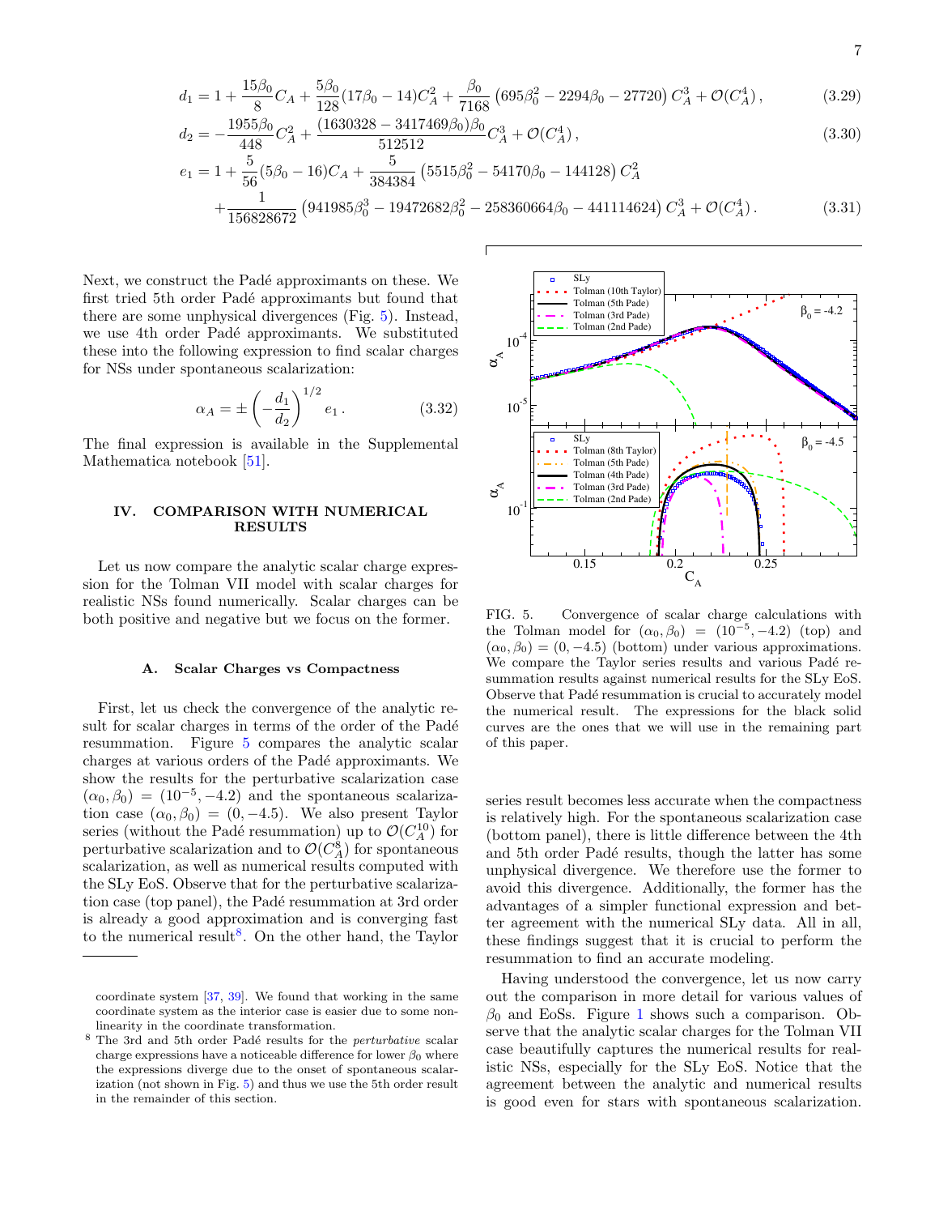$$d_1 = 1 + \frac{15\beta_0}{8}C_A + \frac{5\beta_0}{128}(17\beta_0 - 14)C_A^2 + \frac{\beta_0}{7168}\left(695\beta_0^2 - 2294\beta_0 - 27720\right)C_A^3 + \mathcal{O}(C_A^4)\,, \tag{3.29}$$

$$d_2 = -\frac{1955\beta_0}{448}C_A^2 + \frac{(1630328 - 3417469\beta_0)\beta_0}{512512}C_A^3 + \mathcal{O}(C_A^4)\,, \tag{3.30}$$

$$e_1 = 1 + \frac{5}{56}(5\beta_0 - 16)C_A + \frac{5}{384384}\left(5515\beta_0^2 - 54170\beta_0 - 144128\right)C_A^2 + \frac{1}{156828672}\left(941985\beta_0^3 - 19472682\beta_0^2 - 258360664\beta_0 - 441114624\right)C_A^3 + \mathcal{O}(C_A^4)\,. \tag{3.31}$$

Next, we construct the Padé approximants on these. We first tried 5th order Padé approximants but found that there are some unphysical divergences (Fig. 5). Instead, we use 4th order Padé approximants. We substituted these into the following expression to find scalar charges for NSs under spontaneous scalarization:

$$\alpha_A = \pm\left(-\frac{d_1}{d_2}\right)^{1/2} e_1\,. \tag{3.32}$$

The final expression is available in the Supplemental Mathematica notebook [51].

## IV. COMPARISON WITH NUMERICAL RESULTS

Let us now compare the analytic scalar charge expression for the Tolman VII model with scalar charges for realistic NSs found numerically. Scalar charges can be both positive and negative but we focus on the former.

### A. Scalar Charges vs Compactness

First, let us check the convergence of the analytic result for scalar charges in terms of the order of the Padé resummation. Figure 5 compares the analytic scalar charges at various orders of the Padé approximants. We show the results for the perturbative scalarization case $(\alpha_0, \beta_0) = (10^{-5}, -4.2)$ and the spontaneous scalarization case $(\alpha_0, \beta_0) = (0, -4.5)$. We also present Taylor series (without the Padé resummation) up to $\mathcal{O}(C_A^{10})$ for perturbative scalarization and to $\mathcal{O}(C_A^{8})$ for spontaneous scalarization, as well as numerical results computed with the SLy EoS. Observe that for the perturbative scalarization case (top panel), the Padé resummation at 3rd order is already a good approximation and is converging fast to the numerical result[8]. On the other hand, the Taylor series result becomes less accurate when the compactness is relatively high. For the spontaneous scalarization case (bottom panel), there is little difference between the 4th and 5th order Padé results, though the latter has some unphysical divergence. We therefore use the former to avoid this divergence. Additionally, the former has the advantages of a simpler functional expression and better agreement with the numerical SLy data. All in all, these findings suggest that it is crucial to perform the resummation to find an accurate modeling.

FIG. 5. Convergence of scalar charge calculations with the Tolman model for $(\alpha_0, \beta_0) = (10^{-5}, -4.2)$ (top) and $(\alpha_0, \beta_0) = (0, -4.5)$ (bottom) under various approximations. We compare the Taylor series results and various Padé resummation results against numerical results for the SLy EoS. Observe that Padé resummation is crucial to accurately model the numerical result. The expressions for the black solid curves are the ones that we will use in the remaining part of this paper.

Having understood the convergence, let us now carry out the comparison in more detail for various values of $\beta_0$ and EoSs. Figure 1 shows such a comparison. Observe that the analytic scalar charges for the Tolman VII case beautifully captures the numerical results for realistic NSs, especially for the SLy EoS. Notice that the agreement between the analytic and numerical results is good even for stars with spontaneous scalarization.

coordinate system [37, 39]. We found that working in the same coordinate system as the interior case is easier due to some non-linearity in the coordinate transformation.

[8] The 3rd and 5th order Padé results for the *perturbative* scalar charge expressions have a noticeable difference for lower $\beta_0$ where the expressions diverge due to the onset of spontaneous scalarization (not shown in Fig. 5) and thus we use the 5th order result in the remainder of this section.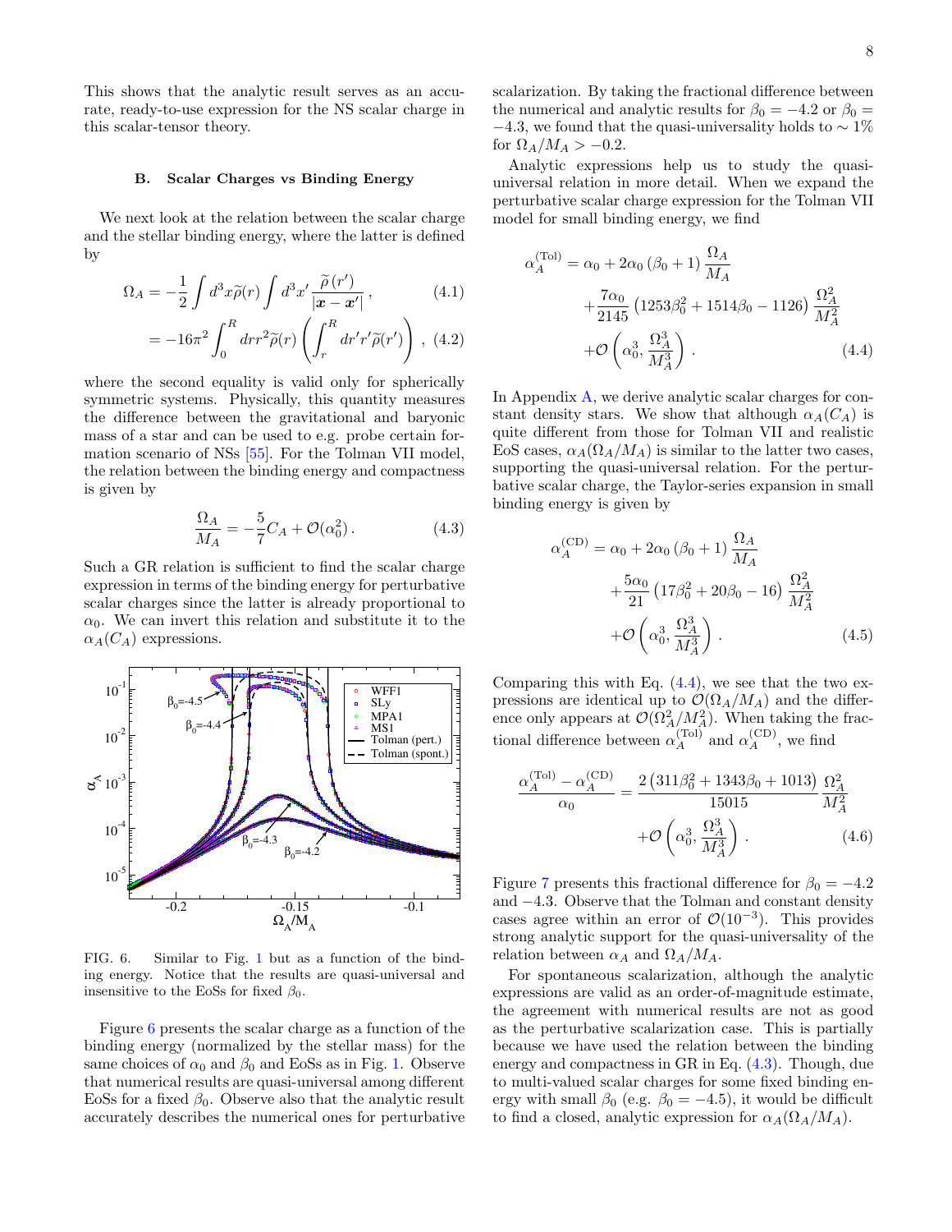This shows that the analytic result serves as an accurate, ready-to-use expression for the NS scalar charge in this scalar-tensor theory.

### B. Scalar Charges vs Binding Energy

We next look at the relation between the scalar charge and the stellar binding energy, where the latter is defined by

$$\Omega_A = -\frac{1}{2}\int d^3x \widetilde{\rho}(r) \int d^3x' \frac{\widetilde{\rho}\,(r')}{|\boldsymbol{x}-\boldsymbol{x}'|}\,, \tag{4.1}$$

$$= -16\pi^2 \int_0^R dr r^2 \widetilde{\rho}(r) \left( \int_r^R dr' r' \widetilde{\rho}(r') \right)\,, \tag{4.2}$$

where the second equality is valid only for spherically symmetric systems. Physically, this quantity measures the difference between the gravitational and baryonic mass of a star and can be used to e.g. probe certain formation scenario of NSs [55]. For the Tolman VII model, the relation between the binding energy and compactness is given by

$$\frac{\Omega_A}{M_A} = -\frac{5}{7} C_A + \mathcal{O}(\alpha_0^2)\,. \tag{4.3}$$

Such a GR relation is sufficient to find the scalar charge expression in terms of the binding energy for perturbative scalar charges since the latter is already proportional to $\alpha_0$. We can invert this relation and substitute it to the $\alpha_A(C_A)$ expressions.

FIG. 6. Similar to Fig. 1 but as a function of the binding energy. Notice that the results are quasi-universal and insensitive to the EoSs for fixed $\beta_0$.

Figure 6 presents the scalar charge as a function of the binding energy (normalized by the stellar mass) for the same choices of $\alpha_0$ and $\beta_0$ and EoSs as in Fig. 1. Observe that numerical results are quasi-universal among different EoSs for a fixed $\beta_0$. Observe also that the analytic result accurately describes the numerical ones for perturbative scalarization. By taking the fractional difference between the numerical and analytic results for $\beta_0 = -4.2$ or $\beta_0 = -4.3$, we found that the quasi-universality holds to $\sim 1\%$ for $\Omega_A/M_A > -0.2$.

Analytic expressions help us to study the quasi-universal relation in more detail. When we expand the perturbative scalar charge expression for the Tolman VII model for small binding energy, we find

$$\begin{aligned}\alpha_A^{(\mathrm{Tol})} &= \alpha_0 + 2\alpha_0 (\beta_0 + 1) \frac{\Omega_A}{M_A} \\ &\quad + \frac{7\alpha_0}{2145} \left(1253\beta_0^2 + 1514\beta_0 - 1126\right) \frac{\Omega_A^2}{M_A^2} \\ &\quad + \mathcal{O}\left(\alpha_0^3, \frac{\Omega_A^3}{M_A^3}\right)\,. \end{aligned} \tag{4.4}$$

In Appendix A, we derive analytic scalar charges for constant density stars. We show that although $\alpha_A(C_A)$ is quite different from those for Tolman VII and realistic EoS cases, $\alpha_A(\Omega_A/M_A)$ is similar to the latter two cases, supporting the quasi-universal relation. For the perturbative scalar charge, the Taylor-series expansion in small binding energy is given by

$$\begin{aligned}\alpha_A^{(\mathrm{CD})} &= \alpha_0 + 2\alpha_0 (\beta_0 + 1) \frac{\Omega_A}{M_A} \\ &\quad + \frac{5\alpha_0}{21} \left(17\beta_0^2 + 20\beta_0 - 16\right) \frac{\Omega_A^2}{M_A^2} \\ &\quad + \mathcal{O}\left(\alpha_0^3, \frac{\Omega_A^3}{M_A^3}\right)\,. \end{aligned} \tag{4.5}$$

Comparing this with Eq. (4.4), we see that the two expressions are identical up to $\mathcal{O}(\Omega_A/M_A)$ and the difference only appears at $\mathcal{O}(\Omega_A^2/M_A^2)$. When taking the fractional difference between $\alpha_A^{(\mathrm{Tol})}$ and $\alpha_A^{(\mathrm{CD})}$, we find

$$\begin{aligned}\frac{\alpha_A^{(\mathrm{Tol})} - \alpha_A^{(\mathrm{CD})}}{\alpha_0} &= \frac{2\left(311\beta_0^2 + 1343\beta_0 + 1013\right)}{15015} \frac{\Omega_A^2}{M_A^2} \\ &\quad + \mathcal{O}\left(\alpha_0^3, \frac{\Omega_A^3}{M_A^3}\right)\,. \end{aligned} \tag{4.6}$$

Figure 7 presents this fractional difference for $\beta_0 = -4.2$ and $-4.3$. Observe that the Tolman and constant density cases agree within an error of $\mathcal{O}(10^{-3})$. This provides strong analytic support for the quasi-universality of the relation between $\alpha_A$ and $\Omega_A/M_A$.

For spontaneous scalarization, although the analytic expressions are valid as an order-of-magnitude estimate, the agreement with numerical results are not as good as the perturbative scalarization case. This is partially because we have used the relation between the binding energy and compactness in GR in Eq. (4.3). Though, due to multi-valued scalar charges for some fixed binding energy with small $\beta_0$ (e.g. $\beta_0 = -4.5$), it would be difficult to find a closed, analytic expression for $\alpha_A(\Omega_A/M_A)$.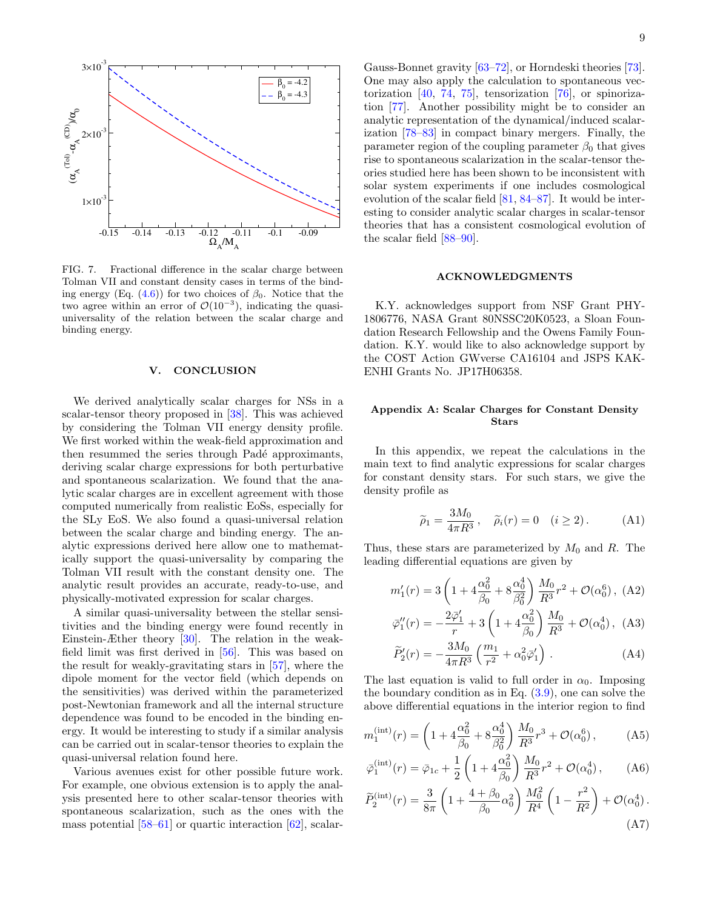FIG. 7. Fractional difference in the scalar charge between Tolman VII and constant density cases in terms of the binding energy (Eq. (4.6)) for two choices of $\beta_0$. Notice that the two agree within an error of $\mathcal{O}(10^{-3})$, indicating the quasi-universality of the relation between the scalar charge and binding energy.

## V. CONCLUSION

We derived analytically scalar charges for NSs in a scalar-tensor theory proposed in [38]. This was achieved by considering the Tolman VII energy density profile. We first worked within the weak-field approximation and then resummed the series through Padé approximants, deriving scalar charge expressions for both perturbative and spontaneous scalarization. We found that the analytic scalar charges are in excellent agreement with those computed numerically from realistic EoSs, especially for the SLy EoS. We also found a quasi-universal relation between the scalar charge and binding energy. The analytic expressions derived here allow one to mathematically support the quasi-universality by comparing the Tolman VII result with the constant density one. The analytic result provides an accurate, ready-to-use, and physically-motivated expression for scalar charges.

A similar quasi-universality between the stellar sensitivities and the binding energy were found recently in Einstein-Æther theory [30]. The relation in the weak-field limit was first derived in [56]. This was based on the result for weakly-gravitating stars in [57], where the dipole moment for the vector field (which depends on the sensitivities) was derived within the parameterized post-Newtonian framework and all the internal structure dependence was found to be encoded in the binding energy. It would be interesting to study if a similar analysis can be carried out in scalar-tensor theories to explain the quasi-universal relation found here.

Various avenues exist for other possible future work. For example, one obvious extension is to apply the analysis presented here to other scalar-tensor theories with spontaneous scalarization, such as the ones with the mass potential [58–61] or quartic interaction [62], scalar-Gauss-Bonnet gravity [63–72], or Horndeski theories [73]. One may also apply the calculation to spontaneous vectorization [40, 74, 75], tensorization [76], or spinorization [77]. Another possibility might be to consider an analytic representation of the dynamical/induced scalarization [78–83] in compact binary mergers. Finally, the parameter region of the coupling parameter $\beta_0$ that gives rise to spontaneous scalarization in the scalar-tensor theories studied here has been shown to be inconsistent with solar system experiments if one includes cosmological evolution of the scalar field [81, 84–87]. It would be interesting to consider analytic scalar charges in scalar-tensor theories that has a consistent cosmological evolution of the scalar field [88–90].

## ACKNOWLEDGMENTS

K.Y. acknowledges support from NSF Grant PHY-1806776, NASA Grant 80NSSC20K0523, a Sloan Foundation Research Fellowship and the Owens Family Foundation. K.Y. would like to also acknowledge support by the COST Action GWverse CA16104 and JSPS KAKENHI Grants No. JP17H06358.

### Appendix A: Scalar Charges for Constant Density Stars

In this appendix, we repeat the calculations in the main text to find analytic expressions for scalar charges for constant density stars. For such stars, we give the density profile as

$$\widetilde{\rho}_1 = \frac{3M_0}{4\pi R^3}\,, \quad \widetilde{\rho}_i(r) = 0 \quad (i \geq 2)\,. \tag{A1}$$

Thus, these stars are parameterized by $M_0$ and $R$. The leading differential equations are given by

$$m_1'(r) = 3\left(1 + 4\frac{\alpha_0^2}{\beta_0} + 8\frac{\alpha_0^4}{\beta_0^2}\right)\frac{M_0}{R^3}r^2 + \mathcal{O}(\alpha_0^6)\,, \tag{A2}$$

$$\bar{\varphi}_1''(r) = -\frac{2\bar{\varphi}_1'}{r} + 3\left(1 + 4\frac{\alpha_0^2}{\beta_0}\right)\frac{M_0}{R^3} + \mathcal{O}(\alpha_0^4)\,, \tag{A3}$$

$$\widetilde{P}_2'(r) = -\frac{3M_0}{4\pi R^3}\left(\frac{m_1}{r^2} + \alpha_0^2\bar{\varphi}_1'\right)\,. \tag{A4}$$

The last equation is valid to full order in $\alpha_0$. Imposing the boundary condition as in Eq. (3.9), one can solve the above differential equations in the interior region to find

$$m_1^{(\rm int)}(r) = \left(1 + 4\frac{\alpha_0^2}{\beta_0} + 8\frac{\alpha_0^4}{\beta_0^2}\right)\frac{M_0}{R^3}r^3 + \mathcal{O}(\alpha_0^6)\,, \tag{A5}$$

$$\bar{\varphi}_1^{(\rm int)}(r) = \bar{\varphi}_{1c} + \frac{1}{2}\left(1 + 4\frac{\alpha_0^2}{\beta_0}\right)\frac{M_0}{R^3}r^2 + \mathcal{O}(\alpha_0^4)\,, \tag{A6}$$

$$\widetilde{P}_2^{(\rm int)}(r) = \frac{3}{8\pi}\left(1 + \frac{4+\beta_0}{\beta_0}\alpha_0^2\right)\frac{M_0^2}{R^4}\left(1 - \frac{r^2}{R^2}\right) + \mathcal{O}(\alpha_0^4)\,. \tag{A7}$$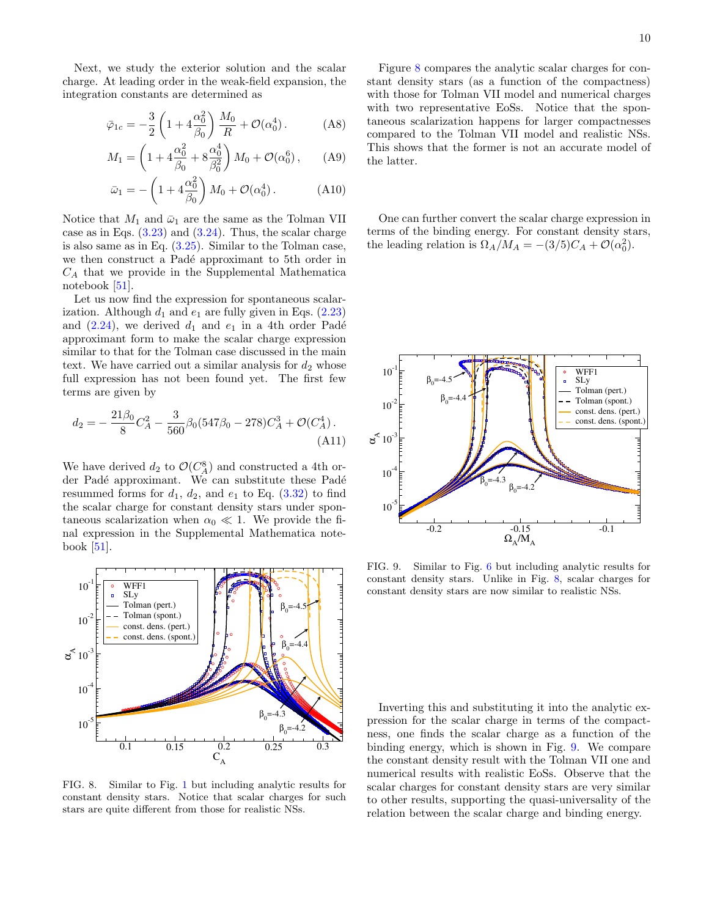Next, we study the exterior solution and the scalar charge. At leading order in the weak-field expansion, the integration constants are determined as

$$\bar{\varphi}_{1c} = -\frac{3}{2}\left(1 + 4\frac{\alpha_0^2}{\beta_0}\right)\frac{M_0}{R} + \mathcal{O}(\alpha_0^4)\,. \tag{A8}$$

$$M_1 = \left(1 + 4\frac{\alpha_0^2}{\beta_0} + 8\frac{\alpha_0^4}{\beta_0^2}\right)M_0 + \mathcal{O}(\alpha_0^6)\,, \tag{A9}$$

$$\bar{\omega}_1 = -\left(1 + 4\frac{\alpha_0^2}{\beta_0}\right)M_0 + \mathcal{O}(\alpha_0^4)\,. \tag{A10}$$

Notice that $M_1$ and $\bar{\omega}_1$ are the same as the Tolman VII case as in Eqs. (3.23) and (3.24). Thus, the scalar charge is also same as in Eq. (3.25). Similar to the Tolman case, we then construct a Padé approximant to 5th order in $C_A$ that we provide in the Supplemental Mathematica notebook [51].

Let us now find the expression for spontaneous scalarization. Although $d_1$ and $e_1$ are fully given in Eqs. (2.23) and (2.24), we derived $d_1$ and $e_1$ in a 4th order Padé approximant form to make the scalar charge expression similar to that for the Tolman case discussed in the main text. We have carried out a similar analysis for $d_2$ whose full expression has not been found yet. The first few terms are given by

$$d_2 = -\frac{21\beta_0}{8}C_A^2 - \frac{3}{560}\beta_0(547\beta_0 - 278)C_A^3 + \mathcal{O}(C_A^4)\,. \tag{A11}$$

We have derived $d_2$ to $\mathcal{O}(C_A^8)$ and constructed a 4th order Padé approximant. We can substitute these Padé resummed forms for $d_1$, $d_2$, and $e_1$ to Eq. (3.32) to find the scalar charge for constant density stars under spontaneous scalarization when $\alpha_0 \ll 1$. We provide the final expression in the Supplemental Mathematica notebook [51].

FIG. 8. Similar to Fig. 1 but including analytic results for constant density stars. Notice that scalar charges for such stars are quite different from those for realistic NSs.

Figure 8 compares the analytic scalar charges for constant density stars (as a function of the compactness) with those for Tolman VII model and numerical charges with two representative EoSs. Notice that the spontaneous scalarization happens for larger compactnesses compared to the Tolman VII model and realistic NSs. This shows that the former is not an accurate model of the latter.

One can further convert the scalar charge expression in terms of the binding energy. For constant density stars, the leading relation is $\Omega_A/M_A = -(3/5)C_A + \mathcal{O}(\alpha_0^2)$.

FIG. 9. Similar to Fig. 6 but including analytic results for constant density stars. Unlike in Fig. 8, scalar charges for constant density stars are now similar to realistic NSs.

Inverting this and substituting it into the analytic expression for the scalar charge in terms of the compactness, one finds the scalar charge as a function of the binding energy, which is shown in Fig. 9. We compare the constant density result with the Tolman VII one and numerical results with realistic EoSs. Observe that the scalar charges for constant density stars are very similar to other results, supporting the quasi-universality of the relation between the scalar charge and binding energy.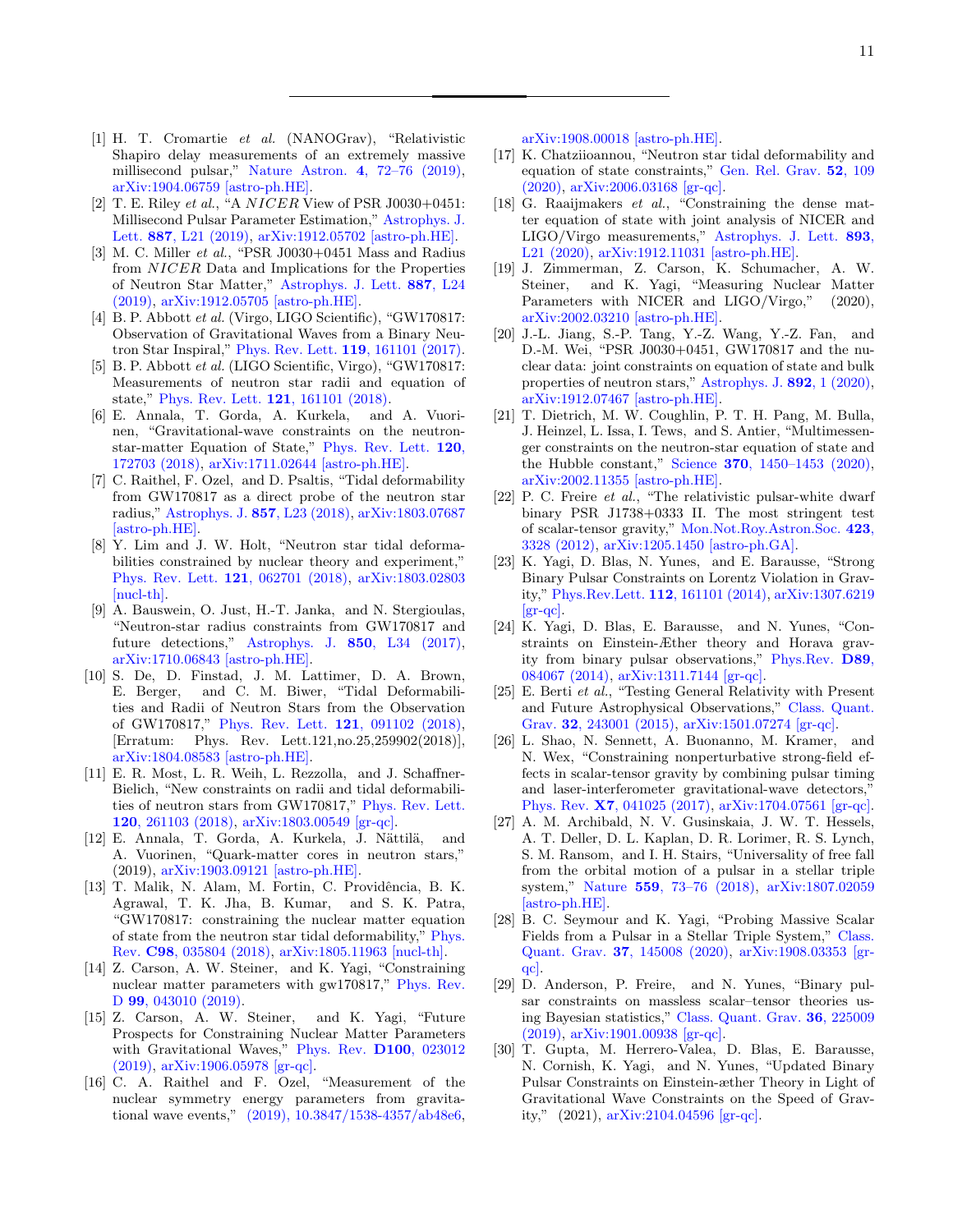[1] H. T. Cromartie *et al.* (NANOGrav), "Relativistic Shapiro delay measurements of an extremely massive millisecond pulsar," Nature Astron. **4**, 72–76 (2019), arXiv:1904.06759 [astro-ph.HE].

[2] T. E. Riley *et al.*, "A *NICER* View of PSR J0030+0451: Millisecond Pulsar Parameter Estimation," Astrophys. J. Lett. **887**, L21 (2019), arXiv:1912.05702 [astro-ph.HE].

[3] M. C. Miller *et al.*, "PSR J0030+0451 Mass and Radius from *NICER* Data and Implications for the Properties of Neutron Star Matter," Astrophys. J. Lett. **887**, L24 (2019), arXiv:1912.05705 [astro-ph.HE].

[4] B. P. Abbott *et al.* (Virgo, LIGO Scientific), "GW170817: Observation of Gravitational Waves from a Binary Neutron Star Inspiral," Phys. Rev. Lett. **119**, 161101 (2017).

[5] B. P. Abbott *et al.* (LIGO Scientific, Virgo), "GW170817: Measurements of neutron star radii and equation of state," Phys. Rev. Lett. **121**, 161101 (2018).

[6] E. Annala, T. Gorda, A. Kurkela, and A. Vuorinen, "Gravitational-wave constraints on the neutron-star-matter Equation of State," Phys. Rev. Lett. **120**, 172703 (2018), arXiv:1711.02644 [astro-ph.HE].

[7] C. Raithel, F. Ozel, and D. Psaltis, "Tidal deformability from GW170817 as a direct probe of the neutron star radius," Astrophys. J. **857**, L23 (2018), arXiv:1803.07687 [astro-ph.HE].

[8] Y. Lim and J. W. Holt, "Neutron star tidal deformabilities constrained by nuclear theory and experiment," Phys. Rev. Lett. **121**, 062701 (2018), arXiv:1803.02803 [nucl-th].

[9] A. Bauswein, O. Just, H.-T. Janka, and N. Stergioulas, "Neutron-star radius constraints from GW170817 and future detections," Astrophys. J. **850**, L34 (2017), arXiv:1710.06843 [astro-ph.HE].

[10] S. De, D. Finstad, J. M. Lattimer, D. A. Brown, E. Berger, and C. M. Biwer, "Tidal Deformabilities and Radii of Neutron Stars from the Observation of GW170817," Phys. Rev. Lett. **121**, 091102 (2018), [Erratum: Phys. Rev. Lett.121,no.25,259902(2018)], arXiv:1804.08583 [astro-ph.HE].

[11] E. R. Most, L. R. Weih, L. Rezzolla, and J. Schaffner-Bielich, "New constraints on radii and tidal deformabilities of neutron stars from GW170817," Phys. Rev. Lett. **120**, 261103 (2018), arXiv:1803.00549 [gr-qc].

[12] E. Annala, T. Gorda, A. Kurkela, J. Nättilä, and A. Vuorinen, "Quark-matter cores in neutron stars," (2019), arXiv:1903.09121 [astro-ph.HE].

[13] T. Malik, N. Alam, M. Fortin, C. Providência, B. K. Agrawal, T. K. Jha, B. Kumar, and S. K. Patra, "GW170817: constraining the nuclear matter equation of state from the neutron star tidal deformability," Phys. Rev. **C98**, 035804 (2018), arXiv:1805.11963 [nucl-th].

[14] Z. Carson, A. W. Steiner, and K. Yagi, "Constraining nuclear matter parameters with gw170817," Phys. Rev. D **99**, 043010 (2019).

[15] Z. Carson, A. W. Steiner, and K. Yagi, "Future Prospects for Constraining Nuclear Matter Parameters with Gravitational Waves," Phys. Rev. **D100**, 023012 (2019), arXiv:1906.05978 [gr-qc].

[16] C. A. Raithel and F. Ozel, "Measurement of the nuclear symmetry energy parameters from gravitational wave events," (2019), 10.3847/1538-4357/ab48e6, arXiv:1908.00018 [astro-ph.HE].

[17] K. Chatziioannou, "Neutron star tidal deformability and equation of state constraints," Gen. Rel. Grav. **52**, 109 (2020), arXiv:2006.03168 [gr-qc].

[18] G. Raaijmakers *et al.*, "Constraining the dense matter equation of state with joint analysis of NICER and LIGO/Virgo measurements," Astrophys. J. Lett. **893**, L21 (2020), arXiv:1912.11031 [astro-ph.HE].

[19] J. Zimmerman, Z. Carson, K. Schumacher, A. W. Steiner, and K. Yagi, "Measuring Nuclear Matter Parameters with NICER and LIGO/Virgo," (2020), arXiv:2002.03210 [astro-ph.HE].

[20] J.-L. Jiang, S.-P. Tang, Y.-Z. Wang, Y.-Z. Fan, and D.-M. Wei, "PSR J0030+0451, GW170817 and the nuclear data: joint constraints on equation of state and bulk properties of neutron stars," Astrophys. J. **892**, 1 (2020), arXiv:1912.07467 [astro-ph.HE].

[21] T. Dietrich, M. W. Coughlin, P. T. H. Pang, M. Bulla, J. Heinzel, L. Issa, I. Tews, and S. Antier, "Multimessenger constraints on the neutron-star equation of state and the Hubble constant," Science **370**, 1450–1453 (2020), arXiv:2002.11355 [astro-ph.HE].

[22] P. C. Freire *et al.*, "The relativistic pulsar-white dwarf binary PSR J1738+0333 II. The most stringent test of scalar-tensor gravity," Mon.Not.Roy.Astron.Soc. **423**, 3328 (2012), arXiv:1205.1450 [astro-ph.GA].

[23] K. Yagi, D. Blas, N. Yunes, and E. Barausse, "Strong Binary Pulsar Constraints on Lorentz Violation in Gravity," Phys.Rev.Lett. **112**, 161101 (2014), arXiv:1307.6219 [gr-qc].

[24] K. Yagi, D. Blas, E. Barausse, and N. Yunes, "Constraints on Einstein-Æther theory and Horava gravity from binary pulsar observations," Phys.Rev. **D89**, 084067 (2014), arXiv:1311.7144 [gr-qc].

[25] E. Berti *et al.*, "Testing General Relativity with Present and Future Astrophysical Observations," Class. Quant. Grav. **32**, 243001 (2015), arXiv:1501.07274 [gr-qc].

[26] L. Shao, N. Sennett, A. Buonanno, M. Kramer, and N. Wex, "Constraining nonperturbative strong-field effects in scalar-tensor gravity by combining pulsar timing and laser-interferometer gravitational-wave detectors," Phys. Rev. **X7**, 041025 (2017), arXiv:1704.07561 [gr-qc].

[27] A. M. Archibald, N. V. Gusinskaia, J. W. T. Hessels, A. T. Deller, D. L. Kaplan, D. R. Lorimer, R. S. Lynch, S. M. Ransom, and I. H. Stairs, "Universality of free fall from the orbital motion of a pulsar in a stellar triple system," Nature **559**, 73–76 (2018), arXiv:1807.02059 [astro-ph.HE].

[28] B. C. Seymour and K. Yagi, "Probing Massive Scalar Fields from a Pulsar in a Stellar Triple System," Class. Quant. Grav. **37**, 145008 (2020), arXiv:1908.03353 [gr-qc].

[29] D. Anderson, P. Freire, and N. Yunes, "Binary pulsar constraints on massless scalar–tensor theories using Bayesian statistics," Class. Quant. Grav. **36**, 225009 (2019), arXiv:1901.00938 [gr-qc].

[30] T. Gupta, M. Herrero-Valea, D. Blas, E. Barausse, N. Cornish, K. Yagi, and N. Yunes, "Updated Binary Pulsar Constraints on Einstein-æther Theory in Light of Gravitational Wave Constraints on the Speed of Gravity," (2021), arXiv:2104.04596 [gr-qc].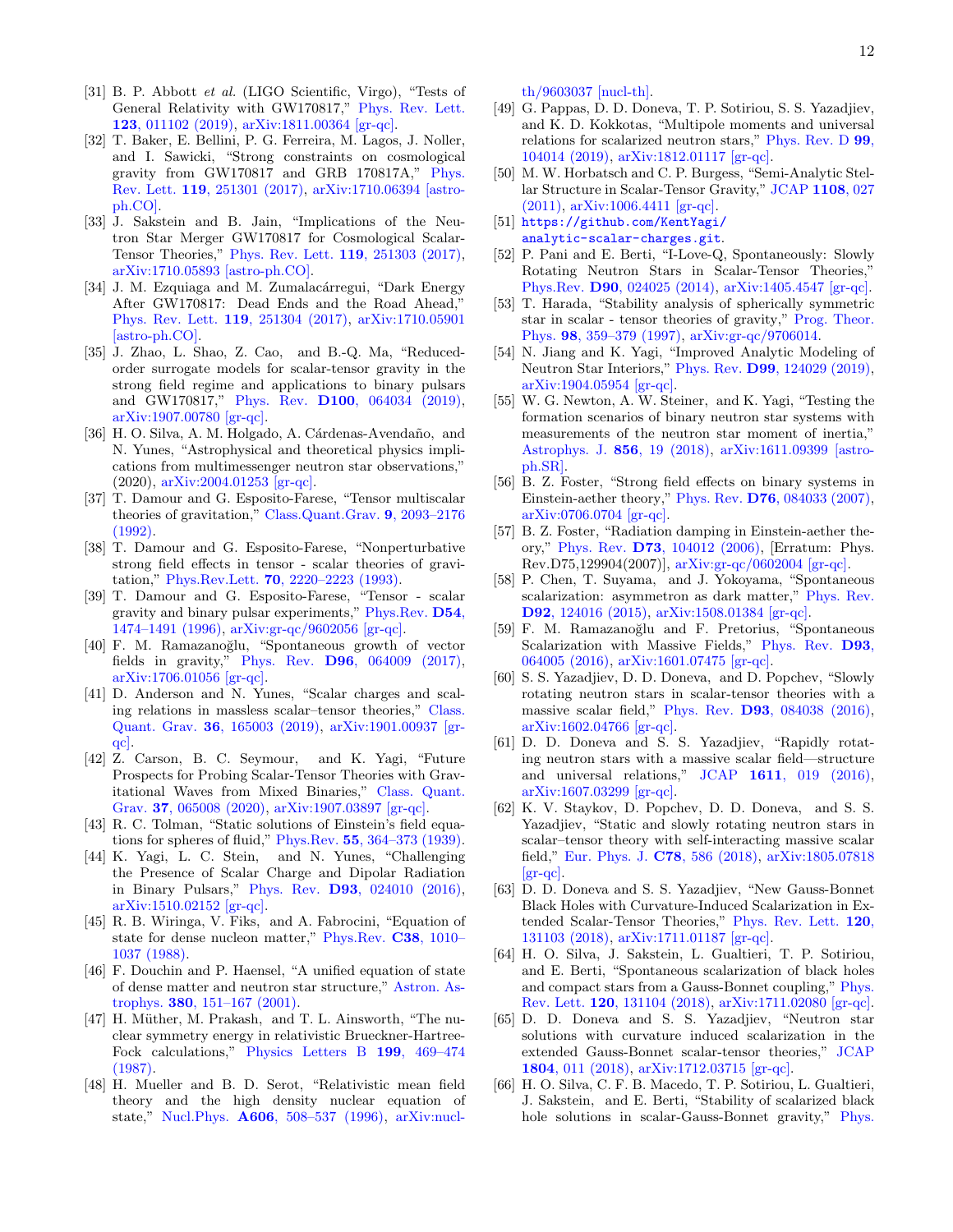[31] B. P. Abbott *et al.* (LIGO Scientific, Virgo), "Tests of General Relativity with GW170817," Phys. Rev. Lett. **123**, 011102 (2019), arXiv:1811.00364 [gr-qc].

[32] T. Baker, E. Bellini, P. G. Ferreira, M. Lagos, J. Noller, and I. Sawicki, "Strong constraints on cosmological gravity from GW170817 and GRB 170817A," Phys. Rev. Lett. **119**, 251301 (2017), arXiv:1710.06394 [astro-ph.CO].

[33] J. Sakstein and B. Jain, "Implications of the Neutron Star Merger GW170817 for Cosmological Scalar-Tensor Theories," Phys. Rev. Lett. **119**, 251303 (2017), arXiv:1710.05893 [astro-ph.CO].

[34] J. M. Ezquiaga and M. Zumalacárregui, "Dark Energy After GW170817: Dead Ends and the Road Ahead," Phys. Rev. Lett. **119**, 251304 (2017), arXiv:1710.05901 [astro-ph.CO].

[35] J. Zhao, L. Shao, Z. Cao, and B.-Q. Ma, "Reduced-order surrogate models for scalar-tensor gravity in the strong field regime and applications to binary pulsars and GW170817," Phys. Rev. **D100**, 064034 (2019), arXiv:1907.00780 [gr-qc].

[36] H. O. Silva, A. M. Holgado, A. Cárdenas-Avendaño, and N. Yunes, "Astrophysical and theoretical physics implications from multimessenger neutron star observations," (2020), arXiv:2004.01253 [gr-qc].

[37] T. Damour and G. Esposito-Farese, "Tensor multiscalar theories of gravitation," Class.Quant.Grav. **9**, 2093–2176 (1992).

[38] T. Damour and G. Esposito-Farese, "Nonperturbative strong field effects in tensor - scalar theories of gravitation," Phys.Rev.Lett. **70**, 2220–2223 (1993).

[39] T. Damour and G. Esposito-Farese, "Tensor - scalar gravity and binary pulsar experiments," Phys.Rev. **D54**, 1474–1491 (1996), arXiv:gr-qc/9602056 [gr-qc].

[40] F. M. Ramazanoğlu, "Spontaneous growth of vector fields in gravity," Phys. Rev. **D96**, 064009 (2017), arXiv:1706.01056 [gr-qc].

[41] D. Anderson and N. Yunes, "Scalar charges and scaling relations in massless scalar–tensor theories," Class. Quant. Grav. **36**, 165003 (2019), arXiv:1901.00937 [gr-qc].

[42] Z. Carson, B. C. Seymour, and K. Yagi, "Future Prospects for Probing Scalar-Tensor Theories with Gravitational Waves from Mixed Binaries," Class. Quant. Grav. **37**, 065008 (2020), arXiv:1907.03897 [gr-qc].

[43] R. C. Tolman, "Static solutions of Einstein's field equations for spheres of fluid," Phys.Rev. **55**, 364–373 (1939).

[44] K. Yagi, L. C. Stein, and N. Yunes, "Challenging the Presence of Scalar Charge and Dipolar Radiation in Binary Pulsars," Phys. Rev. **D93**, 024010 (2016), arXiv:1510.02152 [gr-qc].

[45] R. B. Wiringa, V. Fiks, and A. Fabrocini, "Equation of state for dense nucleon matter," Phys.Rev. **C38**, 1010–1037 (1988).

[46] F. Douchin and P. Haensel, "A unified equation of state of dense matter and neutron star structure," Astron. Astrophys. **380**, 151–167 (2001).

[47] H. Müther, M. Prakash, and T. L. Ainsworth, "The nuclear symmetry energy in relativistic Brueckner-Hartree-Fock calculations," Physics Letters B **199**, 469–474 (1987).

[48] H. Mueller and B. D. Serot, "Relativistic mean field theory and the high density nuclear equation of state," Nucl.Phys. **A606**, 508–537 (1996), arXiv:nucl-th/9603037 [nucl-th].

[49] G. Pappas, D. D. Doneva, T. P. Sotiriou, S. S. Yazadjiev, and K. D. Kokkotas, "Multipole moments and universal relations for scalarized neutron stars," Phys. Rev. D **99**, 104014 (2019), arXiv:1812.01117 [gr-qc].

[50] M. W. Horbatsch and C. P. Burgess, "Semi-Analytic Stellar Structure in Scalar-Tensor Gravity," JCAP **1108**, 027 (2011), arXiv:1006.4411 [gr-qc].

[51] https://github.com/KentYagi/analytic-scalar-charges.git.

[52] P. Pani and E. Berti, "I-Love-Q, Spontaneously: Slowly Rotating Neutron Stars in Scalar-Tensor Theories," Phys.Rev. **D90**, 024025 (2014), arXiv:1405.4547 [gr-qc].

[53] T. Harada, "Stability analysis of spherically symmetric star in scalar - tensor theories of gravity," Prog. Theor. Phys. **98**, 359–379 (1997), arXiv:gr-qc/9706014.

[54] N. Jiang and K. Yagi, "Improved Analytic Modeling of Neutron Star Interiors," Phys. Rev. **D99**, 124029 (2019), arXiv:1904.05954 [gr-qc].

[55] W. G. Newton, A. W. Steiner, and K. Yagi, "Testing the formation scenarios of binary neutron star systems with measurements of the neutron star moment of inertia," Astrophys. J. **856**, 19 (2018), arXiv:1611.09399 [astro-ph.SR].

[56] B. Z. Foster, "Strong field effects on binary systems in Einstein-aether theory," Phys. Rev. **D76**, 084033 (2007), arXiv:0706.0704 [gr-qc].

[57] B. Z. Foster, "Radiation damping in Einstein-aether theory," Phys. Rev. **D73**, 104012 (2006), [Erratum: Phys. Rev.D75,129904(2007)], arXiv:gr-qc/0602004 [gr-qc].

[58] P. Chen, T. Suyama, and J. Yokoyama, "Spontaneous scalarization: asymmetron as dark matter," Phys. Rev. **D92**, 124016 (2015), arXiv:1508.01384 [gr-qc].

[59] F. M. Ramazanoğlu and F. Pretorius, "Spontaneous Scalarization with Massive Fields," Phys. Rev. **D93**, 064005 (2016), arXiv:1601.07475 [gr-qc].

[60] S. S. Yazadjiev, D. D. Doneva, and D. Popchev, "Slowly rotating neutron stars in scalar-tensor theories with a massive scalar field," Phys. Rev. **D93**, 084038 (2016), arXiv:1602.04766 [gr-qc].

[61] D. D. Doneva and S. S. Yazadjiev, "Rapidly rotating neutron stars with a massive scalar field—structure and universal relations," JCAP **1611**, 019 (2016), arXiv:1607.03299 [gr-qc].

[62] K. V. Staykov, D. Popchev, D. D. Doneva, and S. S. Yazadjiev, "Static and slowly rotating neutron stars in scalar–tensor theory with self-interacting massive scalar field," Eur. Phys. J. **C78**, 586 (2018), arXiv:1805.07818 [gr-qc].

[63] D. D. Doneva and S. S. Yazadjiev, "New Gauss-Bonnet Black Holes with Curvature-Induced Scalarization in Extended Scalar-Tensor Theories," Phys. Rev. Lett. **120**, 131103 (2018), arXiv:1711.01187 [gr-qc].

[64] H. O. Silva, J. Sakstein, L. Gualtieri, T. P. Sotiriou, and E. Berti, "Spontaneous scalarization of black holes and compact stars from a Gauss-Bonnet coupling," Phys. Rev. Lett. **120**, 131104 (2018), arXiv:1711.02080 [gr-qc].

[65] D. D. Doneva and S. S. Yazadjiev, "Neutron star solutions with curvature induced scalarization in the extended Gauss-Bonnet scalar-tensor theories," JCAP **1804**, 011 (2018), arXiv:1712.03715 [gr-qc].

[66] H. O. Silva, C. F. B. Macedo, T. P. Sotiriou, L. Gualtieri, J. Sakstein, and E. Berti, "Stability of scalarized black hole solutions in scalar-Gauss-Bonnet gravity," Phys.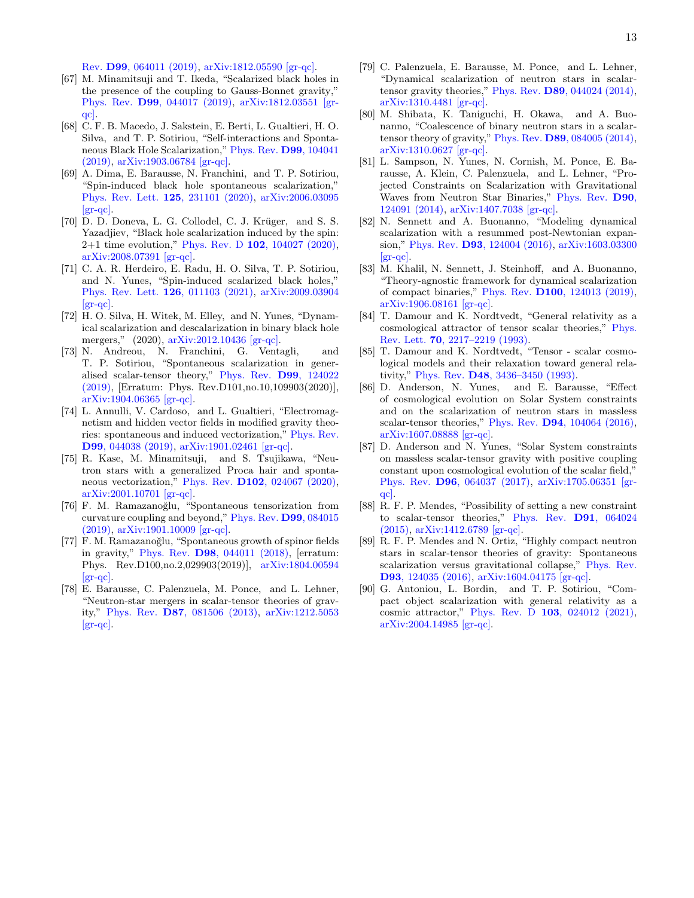Rev. **D99**, 064011 (2019), arXiv:1812.05590 [gr-qc].

[67] M. Minamitsuji and T. Ikeda, "Scalarized black holes in the presence of the coupling to Gauss-Bonnet gravity," Phys. Rev. **D99**, 044017 (2019), arXiv:1812.03551 [gr-qc].

[68] C. F. B. Macedo, J. Sakstein, E. Berti, L. Gualtieri, H. O. Silva, and T. P. Sotiriou, "Self-interactions and Spontaneous Black Hole Scalarization," Phys. Rev. **D99**, 104041 (2019), arXiv:1903.06784 [gr-qc].

[69] A. Dima, E. Barausse, N. Franchini, and T. P. Sotiriou, "Spin-induced black hole spontaneous scalarization," Phys. Rev. Lett. **125**, 231101 (2020), arXiv:2006.03095 [gr-qc].

[70] D. D. Doneva, L. G. Collodel, C. J. Krüger, and S. S. Yazadjiev, "Black hole scalarization induced by the spin: 2+1 time evolution," Phys. Rev. D **102**, 104027 (2020), arXiv:2008.07391 [gr-qc].

[71] C. A. R. Herdeiro, E. Radu, H. O. Silva, T. P. Sotiriou, and N. Yunes, "Spin-induced scalarized black holes," Phys. Rev. Lett. **126**, 011103 (2021), arXiv:2009.03904 [gr-qc].

[72] H. O. Silva, H. Witek, M. Elley, and N. Yunes, "Dynamical scalarization and descalarization in binary black hole mergers," (2020), arXiv:2012.10436 [gr-qc].

[73] N. Andreou, N. Franchini, G. Ventagli, and T. P. Sotiriou, "Spontaneous scalarization in generalised scalar-tensor theory," Phys. Rev. **D99**, 124022 (2019), [Erratum: Phys. Rev.D101,no.10,109903(2020)], arXiv:1904.06365 [gr-qc].

[74] L. Annulli, V. Cardoso, and L. Gualtieri, "Electromagnetism and hidden vector fields in modified gravity theories: spontaneous and induced vectorization," Phys. Rev. **D99**, 044038 (2019), arXiv:1901.02461 [gr-qc].

[75] R. Kase, M. Minamitsuji, and S. Tsujikawa, "Neutron stars with a generalized Proca hair and spontaneous vectorization," Phys. Rev. **D102**, 024067 (2020), arXiv:2001.10701 [gr-qc].

[76] F. M. Ramazanoğlu, "Spontaneous tensorization from curvature coupling and beyond," Phys. Rev. **D99**, 084015 (2019), arXiv:1901.10009 [gr-qc].

[77] F. M. Ramazanoğlu, "Spontaneous growth of spinor fields in gravity," Phys. Rev. **D98**, 044011 (2018), [erratum: Phys. Rev.D100,no.2,029903(2019)], arXiv:1804.00594 [gr-qc].

[78] E. Barausse, C. Palenzuela, M. Ponce, and L. Lehner, "Neutron-star mergers in scalar-tensor theories of gravity," Phys. Rev. **D87**, 081506 (2013), arXiv:1212.5053 [gr-qc].

[79] C. Palenzuela, E. Barausse, M. Ponce, and L. Lehner, "Dynamical scalarization of neutron stars in scalar-tensor gravity theories," Phys. Rev. **D89**, 044024 (2014), arXiv:1310.4481 [gr-qc].

[80] M. Shibata, K. Taniguchi, H. Okawa, and A. Buonanno, "Coalescence of binary neutron stars in a scalar-tensor theory of gravity," Phys. Rev. **D89**, 084005 (2014), arXiv:1310.0627 [gr-qc].

[81] L. Sampson, N. Yunes, N. Cornish, M. Ponce, E. Barausse, A. Klein, C. Palenzuela, and L. Lehner, "Projected Constraints on Scalarization with Gravitational Waves from Neutron Star Binaries," Phys. Rev. **D90**, 124091 (2014), arXiv:1407.7038 [gr-qc].

[82] N. Sennett and A. Buonanno, "Modeling dynamical scalarization with a resummed post-Newtonian expansion," Phys. Rev. **D93**, 124004 (2016), arXiv:1603.03300 [gr-qc].

[83] M. Khalil, N. Sennett, J. Steinhoff, and A. Buonanno, "Theory-agnostic framework for dynamical scalarization of compact binaries," Phys. Rev. **D100**, 124013 (2019), arXiv:1906.08161 [gr-qc].

[84] T. Damour and K. Nordtvedt, "General relativity as a cosmological attractor of tensor scalar theories," Phys. Rev. Lett. **70**, 2217–2219 (1993).

[85] T. Damour and K. Nordtvedt, "Tensor - scalar cosmological models and their relaxation toward general relativity," Phys. Rev. **D48**, 3436–3450 (1993).

[86] D. Anderson, N. Yunes, and E. Barausse, "Effect of cosmological evolution on Solar System constraints and on the scalarization of neutron stars in massless scalar-tensor theories," Phys. Rev. **D94**, 104064 (2016), arXiv:1607.08888 [gr-qc].

[87] D. Anderson and N. Yunes, "Solar System constraints on massless scalar-tensor gravity with positive coupling constant upon cosmological evolution of the scalar field," Phys. Rev. **D96**, 064037 (2017), arXiv:1705.06351 [gr-qc].

[88] R. F. P. Mendes, "Possibility of setting a new constraint to scalar-tensor theories," Phys. Rev. **D91**, 064024 (2015), arXiv:1412.6789 [gr-qc].

[89] R. F. P. Mendes and N. Ortiz, "Highly compact neutron stars in scalar-tensor theories of gravity: Spontaneous scalarization versus gravitational collapse," Phys. Rev. **D93**, 124035 (2016), arXiv:1604.04175 [gr-qc].

[90] G. Antoniou, L. Bordin, and T. P. Sotiriou, "Compact object scalarization with general relativity as a cosmic attractor," Phys. Rev. D **103**, 024012 (2021), arXiv:2004.14985 [gr-qc].